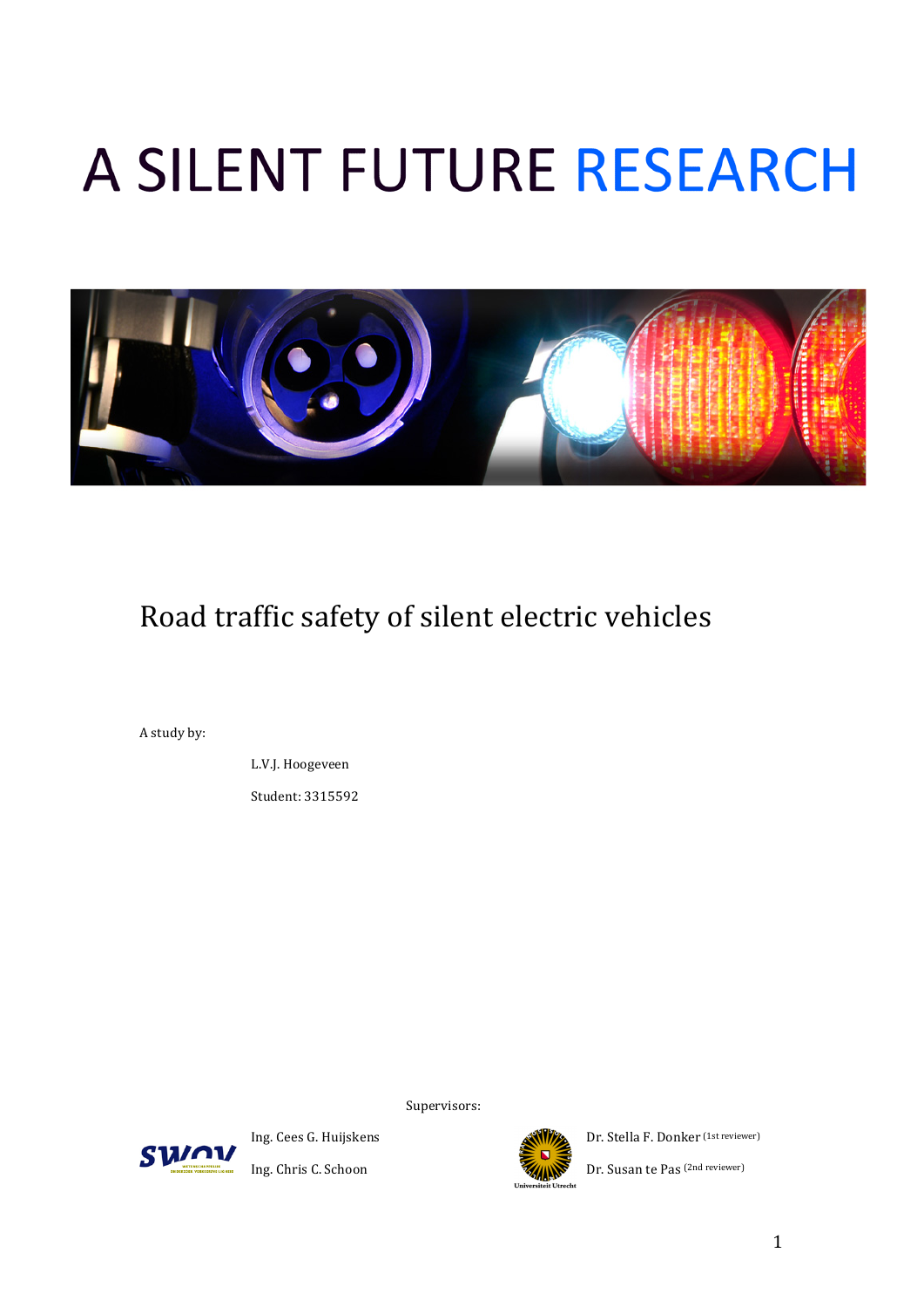# A SILENT FUTURE RESEARCH

## Road traffic safety of silent electric vehicles

A study by:

L.V.J. Hoogeveen

Student: 3315592

Supervisors:

Ing. Cees G. Huijskens

Ing. Chris C. Schoon

Dr. Stella F. Donker (1st reviewer)

Dr. Susan te Pas (2nd reviewer)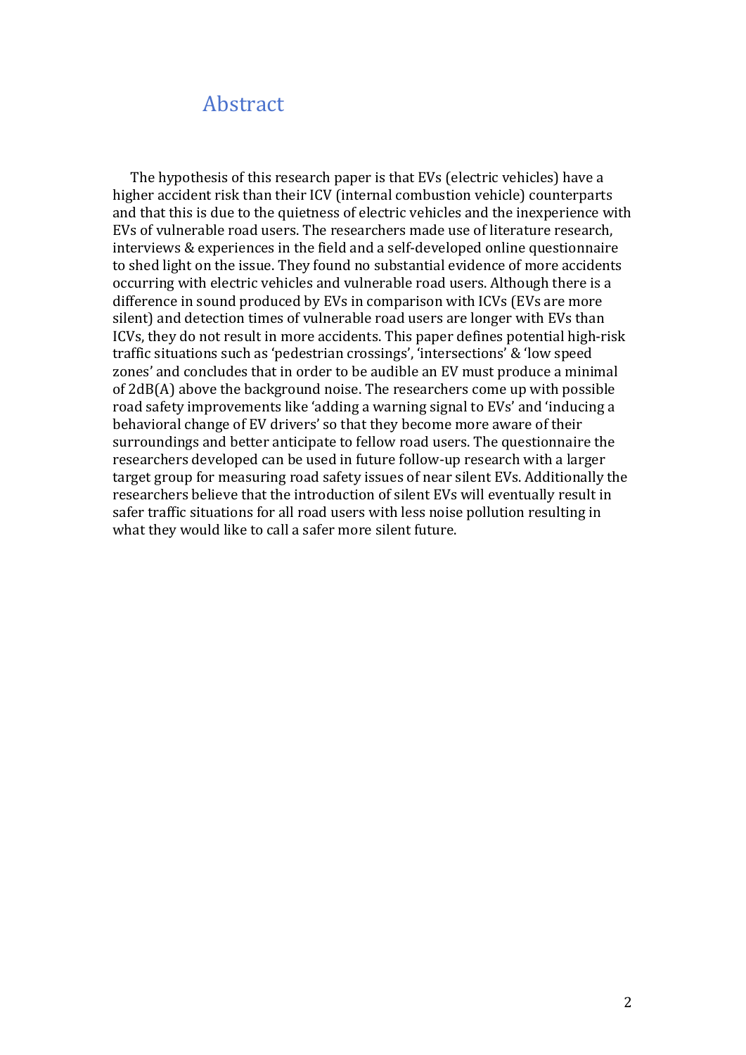# Abstract

The hypothesis of this research paper is that EVs (electric vehicles) have a higher accident risk than their ICV (internal combustion vehicle) counterparts and that this is due to the quietness of electric vehicles and the inexperience with EVs of vulnerable road users. The researchers made use of literature research, interviews & experiences in the field and a self-developed online questionnaire to shed light on the issue. They found no substantial evidence of more accidents occurring with electric vehicles and vulnerable road users. Although there is a difference in sound produced by EVs in comparison with ICVs (EVs are more silent) and detection times of vulnerable road users are longer with EVs than ICVs, they do not result in more accidents. This paper defines potential high-risk traffic situations such as 'pedestrian crossings', 'intersections' & 'low speed zones' and concludes that in order to be audible an EV must produce a minimal of 2dB(A) above the background noise. The researchers come up with possible road safety improvements like 'adding a warning signal to EVs' and 'inducing a behavioral change of EV drivers' so that they become more aware of their surroundings and better anticipate to fellow road users. The questionnaire the researchers developed can be used in future follow-up research with a larger target group for measuring road safety issues of near silent EVs. Additionally the researchers believe that the introduction of silent EVs will eventually result in safer traffic situations for all road users with less noise pollution resulting in what they would like to call a safer more silent future.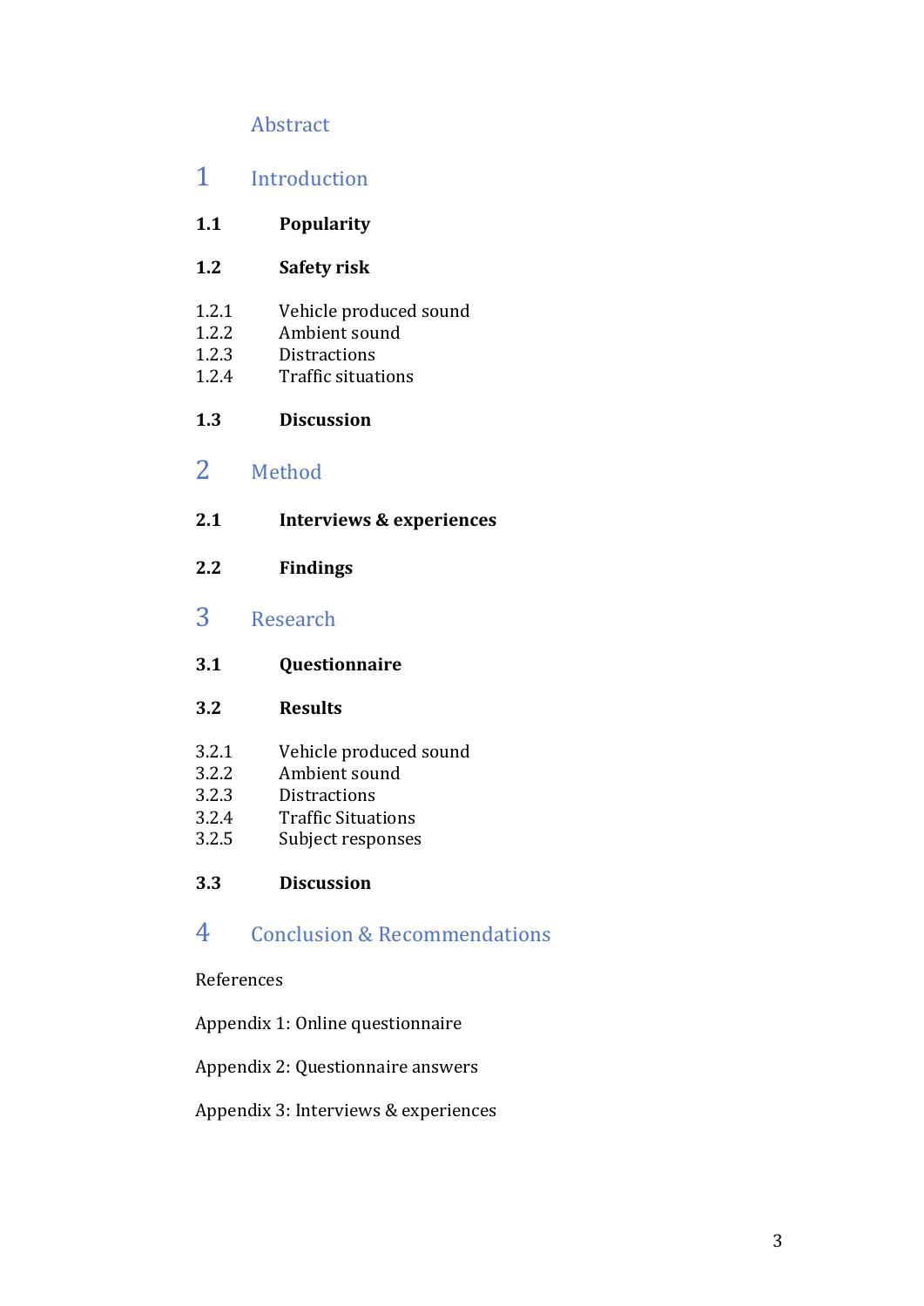Abstract

1 Introduction

**1.1 Popularity**

**1.2 Safety risk**

1.2.1 Vehicle produced sound
1.2.2 Ambient sound
1.2.3 Distractions
1.2.4 Traffic situations

**1.3 Discussion**

2 Method

**2.1 Interviews & experiences**

**2.2 Findings**

3 Research

**3.1 Questionnaire**

**3.2 Results**

3.2.1 Vehicle produced sound
3.2.2 Ambient sound
3.2.3 Distractions
3.2.4 Traffic Situations
3.2.5 Subject responses

**3.3 Discussion**

4 Conclusion & Recommendations

References

Appendix 1: Online questionnaire

Appendix 2: Questionnaire answers

Appendix 3: Interviews & experiences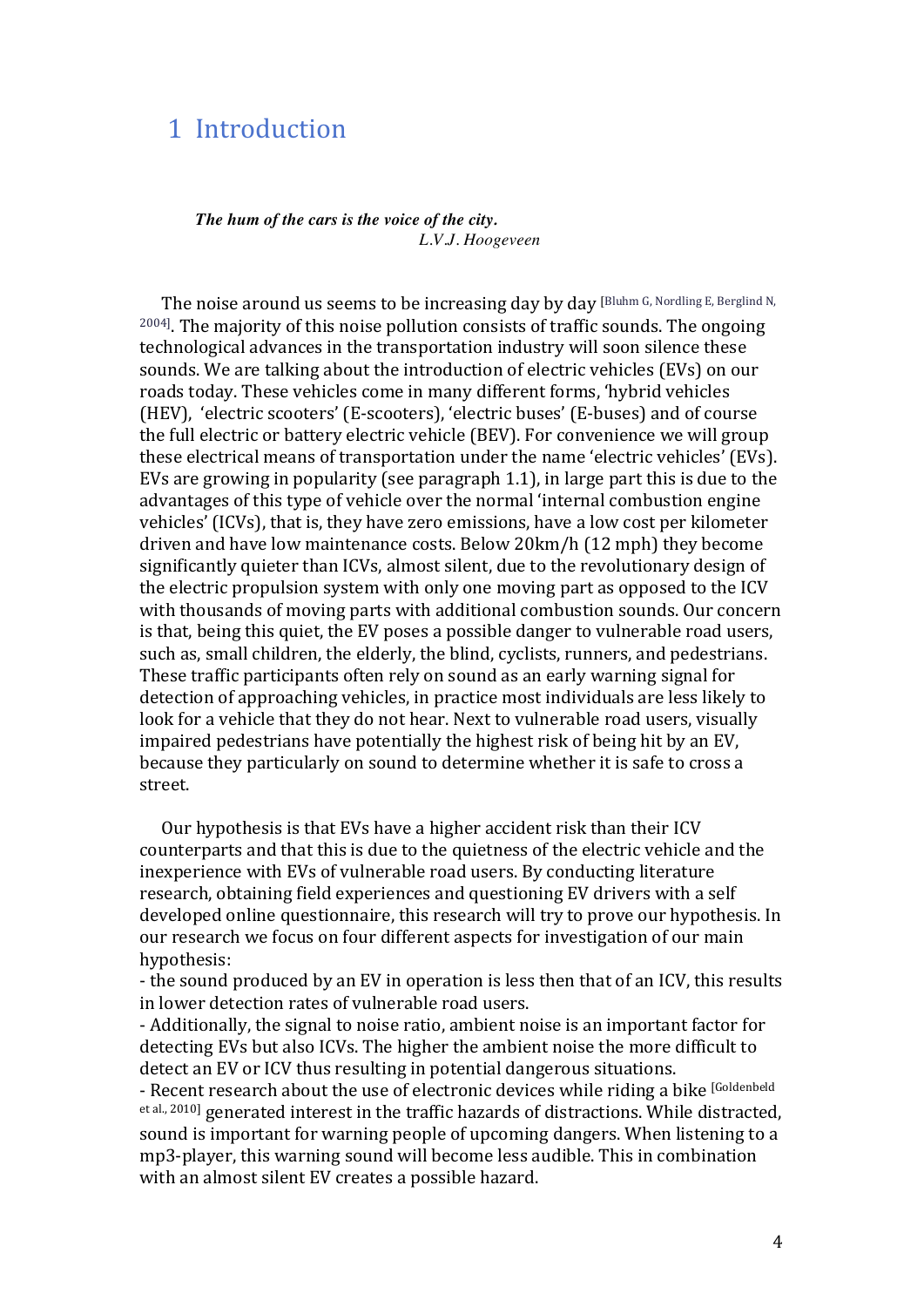# 1 Introduction

***The hum of the cars is the voice of the city.***
*L.V.J. Hoogeveen*

The noise around us seems to be increasing day by day [Bluhm G, Nordling E, Berglind N, 2004]. The majority of this noise pollution consists of traffic sounds. The ongoing technological advances in the transportation industry will soon silence these sounds. We are talking about the introduction of electric vehicles (EVs) on our roads today. These vehicles come in many different forms, 'hybrid vehicles (HEV), 'electric scooters' (E-scooters), 'electric buses' (E-buses) and of course the full electric or battery electric vehicle (BEV). For convenience we will group these electrical means of transportation under the name 'electric vehicles' (EVs). EVs are growing in popularity (see paragraph 1.1), in large part this is due to the advantages of this type of vehicle over the normal 'internal combustion engine vehicles' (ICVs), that is, they have zero emissions, have a low cost per kilometer driven and have low maintenance costs. Below 20km/h (12 mph) they become significantly quieter than ICVs, almost silent, due to the revolutionary design of the electric propulsion system with only one moving part as opposed to the ICV with thousands of moving parts with additional combustion sounds. Our concern is that, being this quiet, the EV poses a possible danger to vulnerable road users, such as, small children, the elderly, the blind, cyclists, runners, and pedestrians. These traffic participants often rely on sound as an early warning signal for detection of approaching vehicles, in practice most individuals are less likely to look for a vehicle that they do not hear. Next to vulnerable road users, visually impaired pedestrians have potentially the highest risk of being hit by an EV, because they particularly on sound to determine whether it is safe to cross a street.

Our hypothesis is that EVs have a higher accident risk than their ICV counterparts and that this is due to the quietness of the electric vehicle and the inexperience with EVs of vulnerable road users. By conducting literature research, obtaining field experiences and questioning EV drivers with a self developed online questionnaire, this research will try to prove our hypothesis. In our research we focus on four different aspects for investigation of our main hypothesis:

- the sound produced by an EV in operation is less then that of an ICV, this results in lower detection rates of vulnerable road users.
- Additionally, the signal to noise ratio, ambient noise is an important factor for detecting EVs but also ICVs. The higher the ambient noise the more difficult to detect an EV or ICV thus resulting in potential dangerous situations.
- Recent research about the use of electronic devices while riding a bike [Goldenbeld et al., 2010] generated interest in the traffic hazards of distractions. While distracted, sound is important for warning people of upcoming dangers. When listening to a mp3-player, this warning sound will become less audible. This in combination with an almost silent EV creates a possible hazard.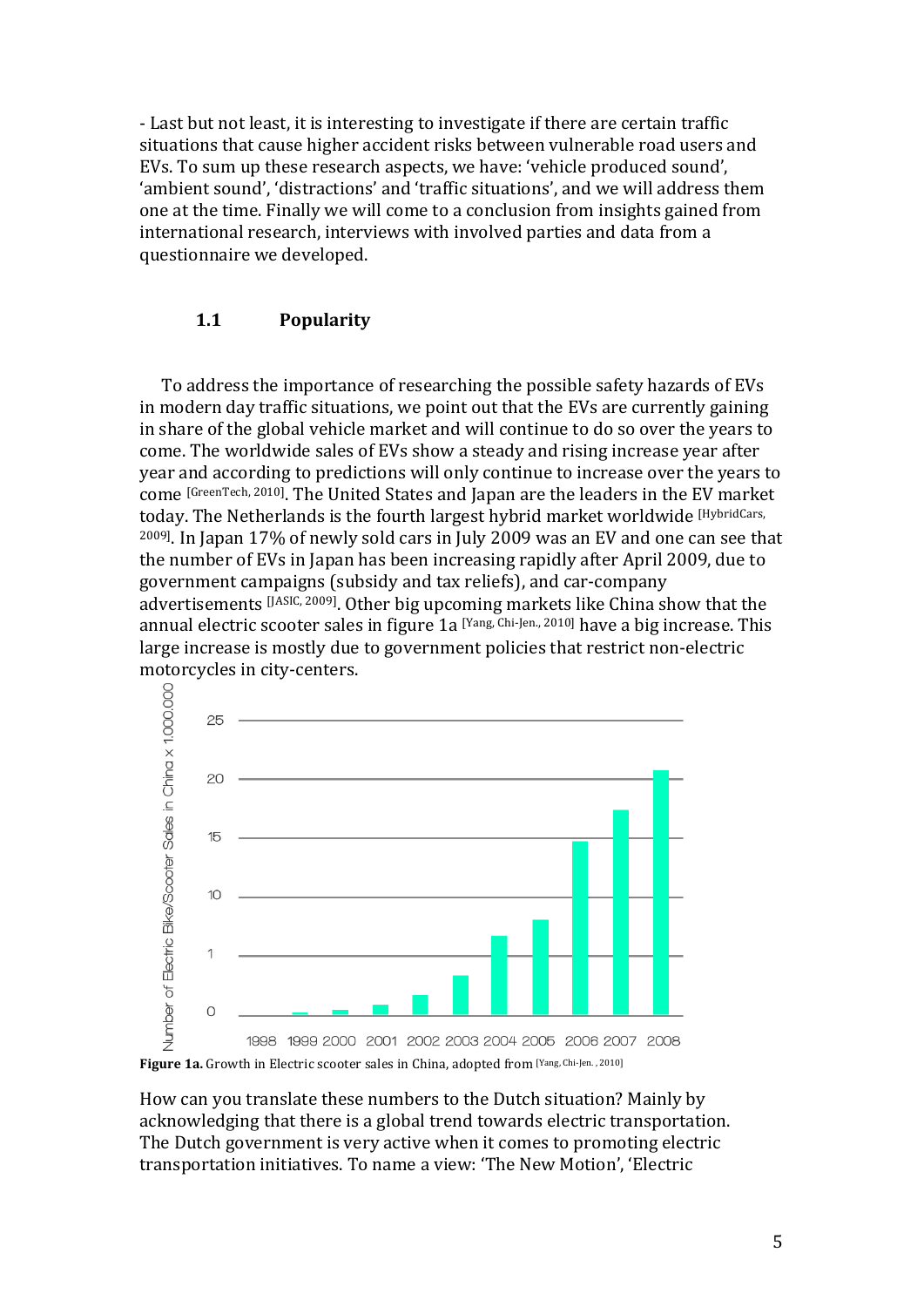- Last but not least, it is interesting to investigate if there are certain traffic situations that cause higher accident risks between vulnerable road users and EVs. To sum up these research aspects, we have: 'vehicle produced sound', 'ambient sound', 'distractions' and 'traffic situations', and we will address them one at the time. Finally we will come to a conclusion from insights gained from international research, interviews with involved parties and data from a questionnaire we developed.

## 1.1 Popularity

To address the importance of researching the possible safety hazards of EVs in modern day traffic situations, we point out that the EVs are currently gaining in share of the global vehicle market and will continue to do so over the years to come. The worldwide sales of EVs show a steady and rising increase year after year and according to predictions will only continue to increase over the years to come [GreenTech, 2010]. The United States and Japan are the leaders in the EV market today. The Netherlands is the fourth largest hybrid market worldwide [HybridCars, 2009]. In Japan 17% of newly sold cars in July 2009 was an EV and one can see that the number of EVs in Japan has been increasing rapidly after April 2009, due to government campaigns (subsidy and tax reliefs), and car-company advertisements [JASIC, 2009]. Other big upcoming markets like China show that the annual electric scooter sales in figure 1a [Yang, Chi-Jen., 2010] have a big increase. This large increase is mostly due to government policies that restrict non-electric motorcycles in city-centers.

**Figure 1a.** Growth in Electric scooter sales in China, adopted from [Yang, Chi-Jen. , 2010]

How can you translate these numbers to the Dutch situation? Mainly by acknowledging that there is a global trend towards electric transportation. The Dutch government is very active when it comes to promoting electric transportation initiatives. To name a view: 'The New Motion', 'Electric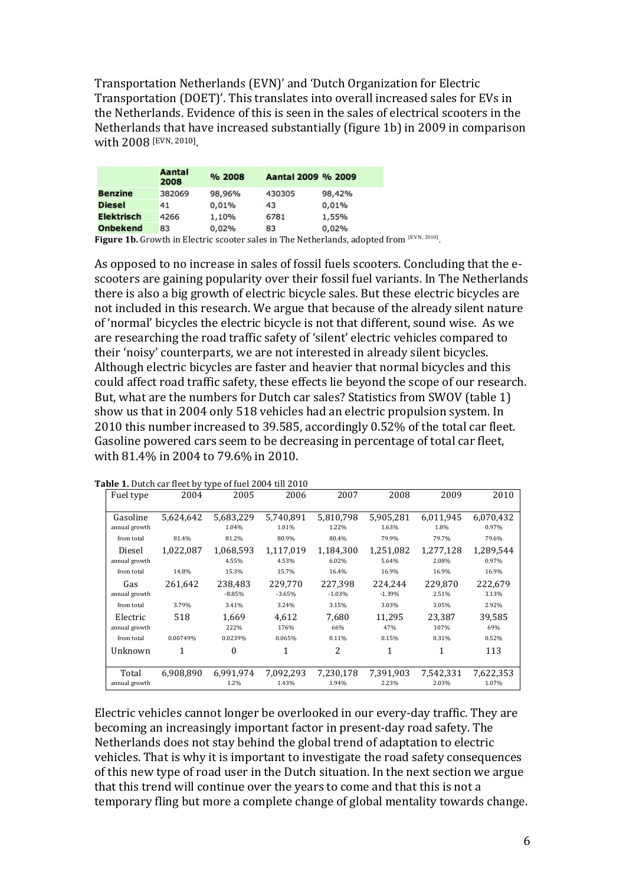Transportation Netherlands (EVN)' and 'Dutch Organization for Electric Transportation (DOET)'. This translates into overall increased sales for EVs in the Netherlands. Evidence of this is seen in the sales of electrical scooters in the Netherlands that have increased substantially (figure 1b) in 2009 in comparison with 2008 [EVN, 2010].

| | Aantal 2008 | % 2008 | Aantal 2009 | % 2009 |
|---|---|---|---|---|
| **Benzine** | 382069 | 98,96% | 430305 | 98,42% |
| **Diesel** | 41 | 0,01% | 43 | 0,01% |
| **Elektrisch** | 4266 | 1,10% | 6781 | 1,55% |
| **Onbekend** | 83 | 0,02% | 83 | 0,02% |

**Figure 1b.** Growth in Electric scooter sales in The Netherlands, adopted from [EVN, 2010].

As opposed to no increase in sales of fossil fuels scooters. Concluding that the e-scooters are gaining popularity over their fossil fuel variants. In The Netherlands there is also a big growth of electric bicycle sales. But these electric bicycles are not included in this research. We argue that because of the already silent nature of 'normal' bicycles the electric bicycle is not that different, sound wise. As we are researching the road traffic safety of 'silent' electric vehicles compared to their 'noisy' counterparts, we are not interested in already silent bicycles. Although electric bicycles are faster and heavier that normal bicycles and this could affect road traffic safety, these effects lie beyond the scope of our research. But, what are the numbers for Dutch car sales? Statistics from SWOV (table 1) show us that in 2004 only 518 vehicles had an electric propulsion system. In 2010 this number increased to 39.585, accordingly 0.52% of the total car fleet. Gasoline powered cars seem to be decreasing in percentage of total car fleet, with 81.4% in 2004 to 79.6% in 2010.

**Table 1.** Dutch car fleet by type of fuel 2004 till 2010

| Fuel type | 2004 | 2005 | 2006 | 2007 | 2008 | 2009 | 2010 |
|---|---|---|---|---|---|---|---|
| Gasoline | 5,624,642 | 5,683,229 | 5,740,891 | 5,810,798 | 5,905,281 | 6,011,945 | 6,070,432 |
| annual growth | | 1.04% | 1.01% | 1.22% | 1.63% | 1.8% | 0.97% |
| from total | 81.4% | 81.2% | 80.9% | 80.4% | 79.9% | 79.7% | 79.6% |
| Diesel | 1,022,087 | 1,068,593 | 1,117,019 | 1,184,300 | 1,251,082 | 1,277,128 | 1,289,544 |
| annual growth | | 4.55% | 4.53% | 6.02% | 5.64% | 2.08% | 0.97% |
| from total | 14.8% | 15.3% | 15.7% | 16.4% | 16.9% | 16.9% | 16.9% |
| Gas | 261,642 | 238,483 | 229,770 | 227,398 | 224,244 | 229,870 | 222,679 |
| annual growth | | -8.85% | -3.65% | -1.03% | -1.39% | 2.51% | 3.13% |
| from total | 3.79% | 3.41% | 3.24% | 3.15% | 3.03% | 3.05% | 2.92% |
| Electric | 518 | 1,669 | 4,612 | 7,680 | 11,295 | 23,387 | 39,585 |
| annual growth | | 222% | 176% | 66% | 47% | 107% | 69% |
| from total | 0.00749% | 0.0239% | 0.065% | 0.11% | 0.15% | 0.31% | 0.52% |
| Unknown | 1 | 0 | 1 | 2 | 1 | 1 | 113 |
| Total | 6,908,890 | 6,991,974 | 7,092,293 | 7,230,178 | 7,391,903 | 7,542,331 | 7,622,353 |
| annual growth | | 1.2% | 1.43% | 1.94% | 2.23% | 2.03% | 1.07% |

Electric vehicles cannot longer be overlooked in our every-day traffic. They are becoming an increasingly important factor in present-day road safety. The Netherlands does not stay behind the global trend of adaptation to electric vehicles. That is why it is important to investigate the road safety consequences of this new type of road user in the Dutch situation. In the next section we argue that this trend will continue over the years to come and that this is not a temporary fling but more a complete change of global mentality towards change.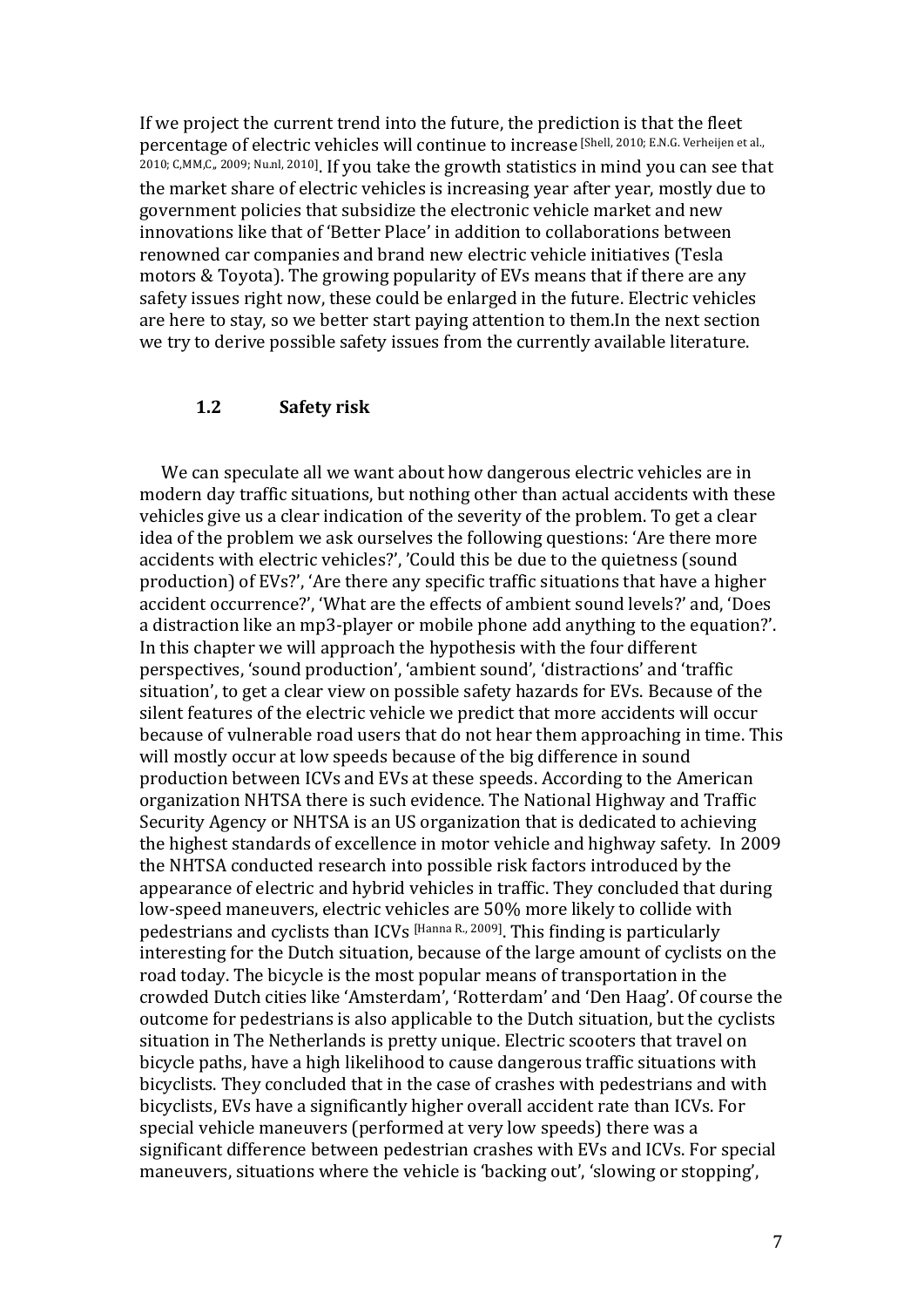If we project the current trend into the future, the prediction is that the fleet percentage of electric vehicles will continue to increase [Shell, 2010; E.N.G. Verheijen et al., 2010; C,MM,C,, 2009; Nu.nl, 2010]. If you take the growth statistics in mind you can see that the market share of electric vehicles is increasing year after year, mostly due to government policies that subsidize the electronic vehicle market and new innovations like that of 'Better Place' in addition to collaborations between renowned car companies and brand new electric vehicle initiatives (Tesla motors & Toyota). The growing popularity of EVs means that if there are any safety issues right now, these could be enlarged in the future. Electric vehicles are here to stay, so we better start paying attention to them.In the next section we try to derive possible safety issues from the currently available literature.

### 1.2 Safety risk

We can speculate all we want about how dangerous electric vehicles are in modern day traffic situations, but nothing other than actual accidents with these vehicles give us a clear indication of the severity of the problem. To get a clear idea of the problem we ask ourselves the following questions: 'Are there more accidents with electric vehicles?', 'Could this be due to the quietness (sound production) of EVs?', 'Are there any specific traffic situations that have a higher accident occurrence?', 'What are the effects of ambient sound levels?' and, 'Does a distraction like an mp3-player or mobile phone add anything to the equation?'. In this chapter we will approach the hypothesis with the four different perspectives, 'sound production', 'ambient sound', 'distractions' and 'traffic situation', to get a clear view on possible safety hazards for EVs. Because of the silent features of the electric vehicle we predict that more accidents will occur because of vulnerable road users that do not hear them approaching in time. This will mostly occur at low speeds because of the big difference in sound production between ICVs and EVs at these speeds. According to the American organization NHTSA there is such evidence. The National Highway and Traffic Security Agency or NHTSA is an US organization that is dedicated to achieving the highest standards of excellence in motor vehicle and highway safety. In 2009 the NHTSA conducted research into possible risk factors introduced by the appearance of electric and hybrid vehicles in traffic. They concluded that during low-speed maneuvers, electric vehicles are 50% more likely to collide with pedestrians and cyclists than ICVs [Hanna R., 2009]. This finding is particularly interesting for the Dutch situation, because of the large amount of cyclists on the road today. The bicycle is the most popular means of transportation in the crowded Dutch cities like 'Amsterdam', 'Rotterdam' and 'Den Haag'. Of course the outcome for pedestrians is also applicable to the Dutch situation, but the cyclists situation in The Netherlands is pretty unique. Electric scooters that travel on bicycle paths, have a high likelihood to cause dangerous traffic situations with bicyclists. They concluded that in the case of crashes with pedestrians and with bicyclists, EVs have a significantly higher overall accident rate than ICVs. For special vehicle maneuvers (performed at very low speeds) there was a significant difference between pedestrian crashes with EVs and ICVs. For special maneuvers, situations where the vehicle is 'backing out', 'slowing or stopping',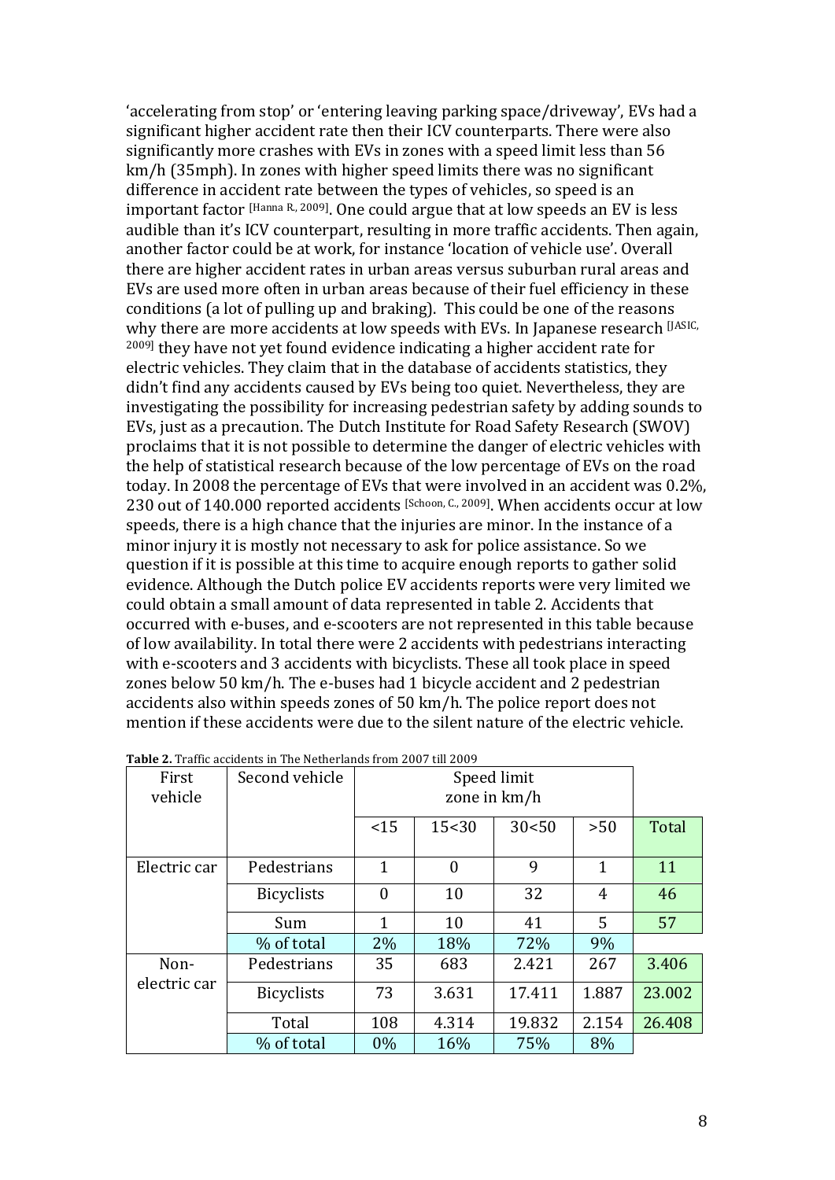'accelerating from stop' or 'entering leaving parking space/driveway', EVs had a significant higher accident rate then their ICV counterparts. There were also significantly more crashes with EVs in zones with a speed limit less than 56 km/h (35mph). In zones with higher speed limits there was no significant difference in accident rate between the types of vehicles, so speed is an important factor [Hanna R., 2009]. One could argue that at low speeds an EV is less audible than it's ICV counterpart, resulting in more traffic accidents. Then again, another factor could be at work, for instance 'location of vehicle use'. Overall there are higher accident rates in urban areas versus suburban rural areas and EVs are used more often in urban areas because of their fuel efficiency in these conditions (a lot of pulling up and braking). This could be one of the reasons why there are more accidents at low speeds with EVs. In Japanese research [JASIC, 2009] they have not yet found evidence indicating a higher accident rate for electric vehicles. They claim that in the database of accidents statistics, they didn't find any accidents caused by EVs being too quiet. Nevertheless, they are investigating the possibility for increasing pedestrian safety by adding sounds to EVs, just as a precaution. The Dutch Institute for Road Safety Research (SWOV) proclaims that it is not possible to determine the danger of electric vehicles with the help of statistical research because of the low percentage of EVs on the road today. In 2008 the percentage of EVs that were involved in an accident was 0.2%, 230 out of 140.000 reported accidents [Schoon, C., 2009]. When accidents occur at low speeds, there is a high chance that the injuries are minor. In the instance of a minor injury it is mostly not necessary to ask for police assistance. So we question if it is possible at this time to acquire enough reports to gather solid evidence. Although the Dutch police EV accidents reports were very limited we could obtain a small amount of data represented in table 2. Accidents that occurred with e-buses, and e-scooters are not represented in this table because of low availability. In total there were 2 accidents with pedestrians interacting with e-scooters and 3 accidents with bicyclists. These all took place in speed zones below 50 km/h. The e-buses had 1 bicycle accident and 2 pedestrian accidents also within speeds zones of 50 km/h. The police report does not mention if these accidents were due to the silent nature of the electric vehicle.

**Table 2.** Traffic accidents in The Netherlands from 2007 till 2009

| First vehicle | Second vehicle | Speed limit zone in km/h | | | | |
|---|---|---|---|---|---|---|
| | | <15 | 15<30 | 30<50 | >50 | Total |
| Electric car | Pedestrians | 1 | 0 | 9 | 1 | 11 |
| | Bicyclists | 0 | 10 | 32 | 4 | 46 |
| | Sum | 1 | 10 | 41 | 5 | 57 |
| | % of total | 2% | 18% | 72% | 9% | |
| Non-electric car | Pedestrians | 35 | 683 | 2.421 | 267 | 3.406 |
| | Bicyclists | 73 | 3.631 | 17.411 | 1.887 | 23.002 |
| | Total | 108 | 4.314 | 19.832 | 2.154 | 26.408 |
| | % of total | 0% | 16% | 75% | 8% | |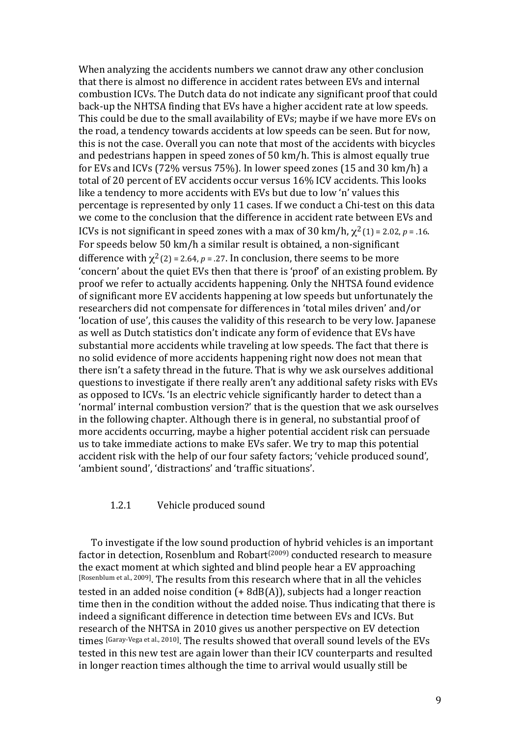When analyzing the accidents numbers we cannot draw any other conclusion that there is almost no difference in accident rates between EVs and internal combustion ICVs. The Dutch data do not indicate any significant proof that could back-up the NHTSA finding that EVs have a higher accident rate at low speeds. This could be due to the small availability of EVs; maybe if we have more EVs on the road, a tendency towards accidents at low speeds can be seen. But for now, this is not the case. Overall you can note that most of the accidents with bicycles and pedestrians happen in speed zones of 50 km/h. This is almost equally true for EVs and ICVs (72% versus 75%). In lower speed zones (15 and 30 km/h) a total of 20 percent of EV accidents occur versus 16% ICV accidents. This looks like a tendency to more accidents with EVs but due to low 'n' values this percentage is represented by only 11 cases. If we conduct a Chi-test on this data we come to the conclusion that the difference in accident rate between EVs and ICVs is not significant in speed zones with a max of 30 km/h, $\chi^2(1) = 2.02$, $p = .16$. For speeds below 50 km/h a similar result is obtained, a non-significant difference with $\chi^2(2) = 2.64$, $p = .27$. In conclusion, there seems to be more 'concern' about the quiet EVs then that there is 'proof' of an existing problem. By proof we refer to actually accidents happening. Only the NHTSA found evidence of significant more EV accidents happening at low speeds but unfortunately the researchers did not compensate for differences in 'total miles driven' and/or 'location of use', this causes the validity of this research to be very low. Japanese as well as Dutch statistics don't indicate any form of evidence that EVs have substantial more accidents while traveling at low speeds. The fact that there is no solid evidence of more accidents happening right now does not mean that there isn't a safety thread in the future. That is why we ask ourselves additional questions to investigate if there really aren't any additional safety risks with EVs as opposed to ICVs. 'Is an electric vehicle significantly harder to detect than a 'normal' internal combustion version?' that is the question that we ask ourselves in the following chapter. Although there is in general, no substantial proof of more accidents occurring, maybe a higher potential accident risk can persuade us to take immediate actions to make EVs safer. We try to map this potential accident risk with the help of our four safety factors; 'vehicle produced sound', 'ambient sound', 'distractions' and 'traffic situations'.

### 1.2.1 Vehicle produced sound

To investigate if the low sound production of hybrid vehicles is an important factor in detection, Rosenblum and Robart(2009) conducted research to measure the exact moment at which sighted and blind people hear a EV approaching [Rosenblum et al., 2009]. The results from this research where that in all the vehicles tested in an added noise condition (+ 8dB(A)), subjects had a longer reaction time then in the condition without the added noise. Thus indicating that there is indeed a significant difference in detection time between EVs and ICVs. But research of the NHTSA in 2010 gives us another perspective on EV detection times [Garay-Vega et al., 2010]. The results showed that overall sound levels of the EVs tested in this new test are again lower than their ICV counterparts and resulted in longer reaction times although the time to arrival would usually still be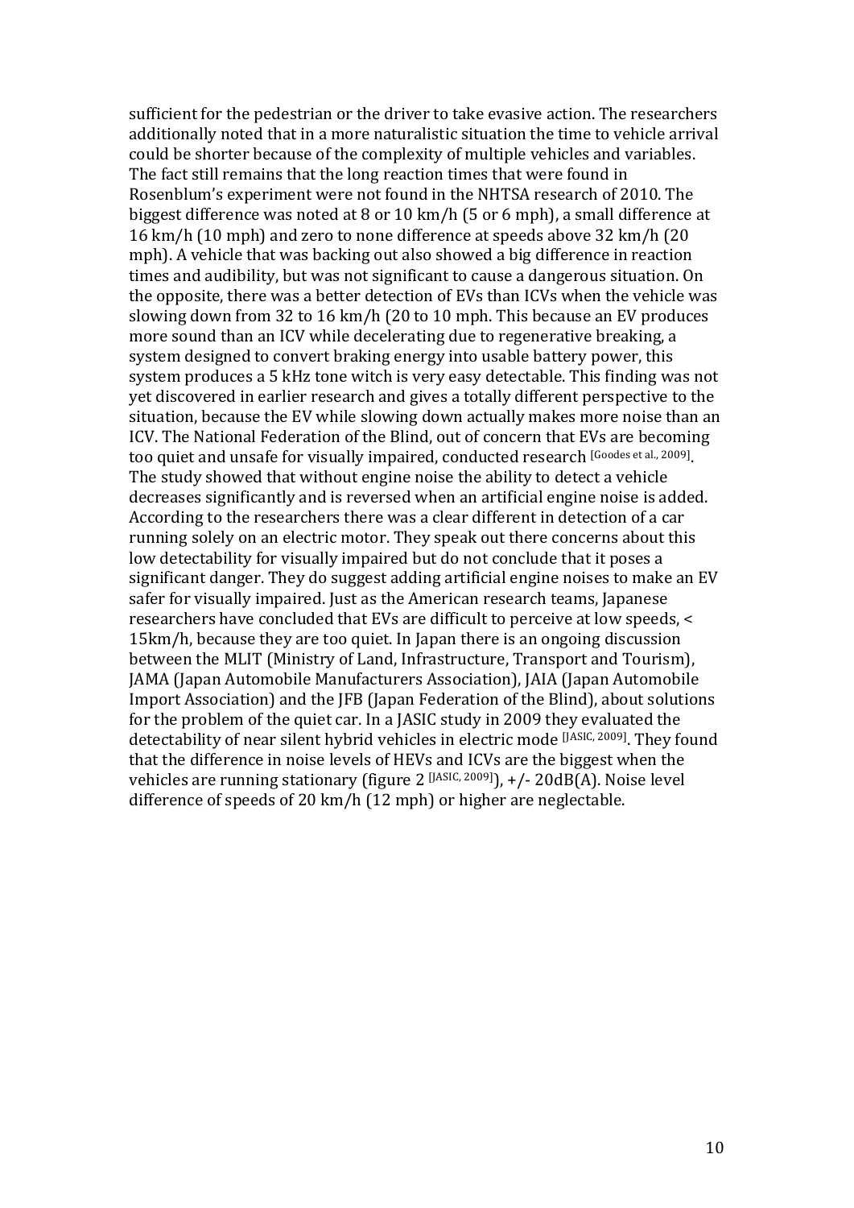sufficient for the pedestrian or the driver to take evasive action. The researchers additionally noted that in a more naturalistic situation the time to vehicle arrival could be shorter because of the complexity of multiple vehicles and variables. The fact still remains that the long reaction times that were found in Rosenblum's experiment were not found in the NHTSA research of 2010. The biggest difference was noted at 8 or 10 km/h (5 or 6 mph), a small difference at 16 km/h (10 mph) and zero to none difference at speeds above 32 km/h (20 mph). A vehicle that was backing out also showed a big difference in reaction times and audibility, but was not significant to cause a dangerous situation. On the opposite, there was a better detection of EVs than ICVs when the vehicle was slowing down from 32 to 16 km/h (20 to 10 mph. This because an EV produces more sound than an ICV while decelerating due to regenerative breaking, a system designed to convert braking energy into usable battery power, this system produces a 5 kHz tone witch is very easy detectable. This finding was not yet discovered in earlier research and gives a totally different perspective to the situation, because the EV while slowing down actually makes more noise than an ICV. The National Federation of the Blind, out of concern that EVs are becoming too quiet and unsafe for visually impaired, conducted research [Goodes et al., 2009]. The study showed that without engine noise the ability to detect a vehicle decreases significantly and is reversed when an artificial engine noise is added. According to the researchers there was a clear different in detection of a car running solely on an electric motor. They speak out there concerns about this low detectability for visually impaired but do not conclude that it poses a significant danger. They do suggest adding artificial engine noises to make an EV safer for visually impaired. Just as the American research teams, Japanese researchers have concluded that EVs are difficult to perceive at low speeds, < 15km/h, because they are too quiet. In Japan there is an ongoing discussion between the MLIT (Ministry of Land, Infrastructure, Transport and Tourism), JAMA (Japan Automobile Manufacturers Association), JAIA (Japan Automobile Import Association) and the JFB (Japan Federation of the Blind), about solutions for the problem of the quiet car. In a JASIC study in 2009 they evaluated the detectability of near silent hybrid vehicles in electric mode [JASIC, 2009]. They found that the difference in noise levels of HEVs and ICVs are the biggest when the vehicles are running stationary (figure 2 [JASIC, 2009]), +/- 20dB(A). Noise level difference of speeds of 20 km/h (12 mph) or higher are neglectable.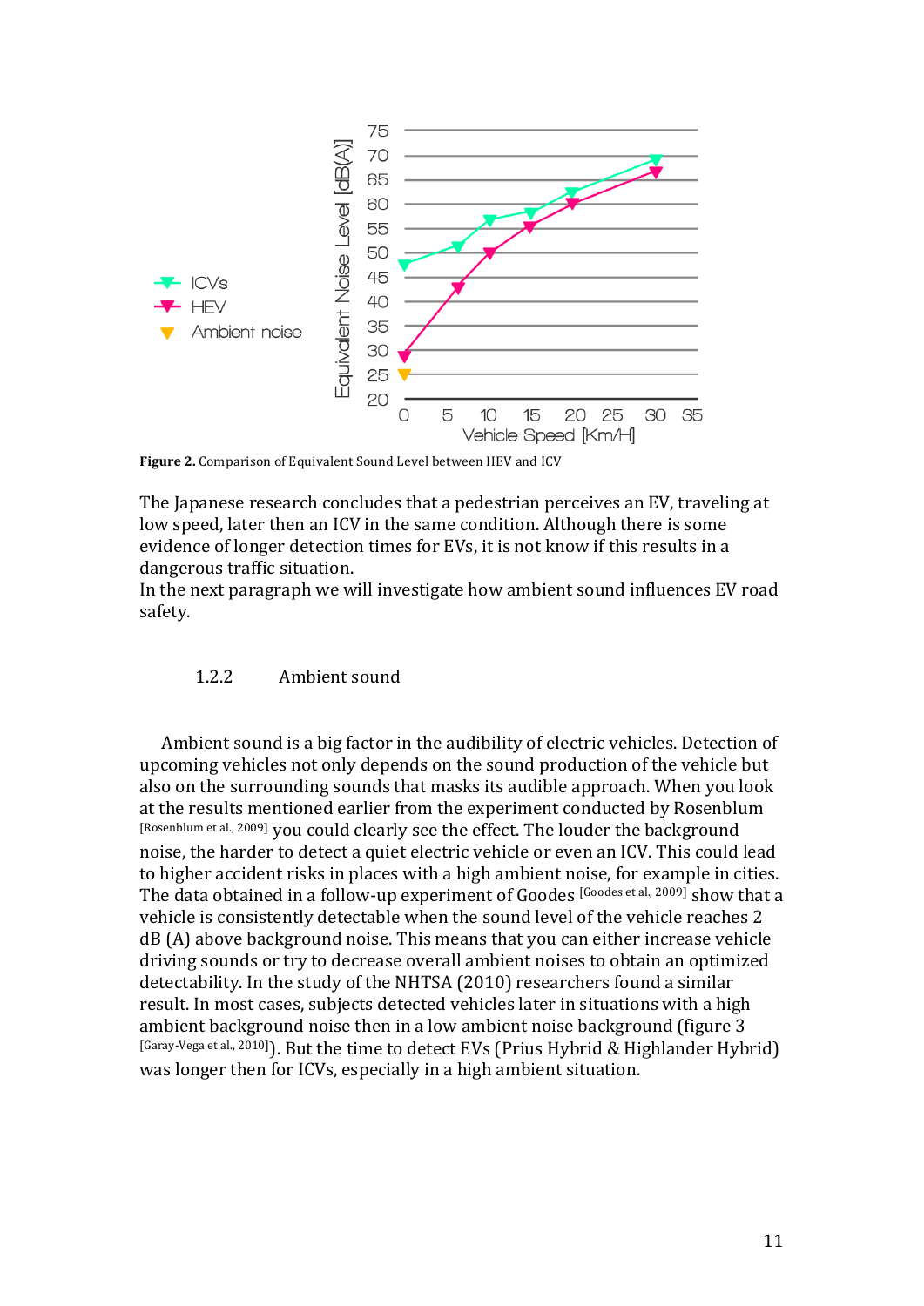Figure 2. Comparison of Equivalent Sound Level between HEV and ICV

The Japanese research concludes that a pedestrian perceives an EV, traveling at low speed, later then an ICV in the same condition. Although there is some evidence of longer detection times for EVs, it is not know if this results in a dangerous traffic situation.
In the next paragraph we will investigate how ambient sound influences EV road safety.

### 1.2.2 Ambient sound

Ambient sound is a big factor in the audibility of electric vehicles. Detection of upcoming vehicles not only depends on the sound production of the vehicle but also on the surrounding sounds that masks its audible approach. When you look at the results mentioned earlier from the experiment conducted by Rosenblum [Rosenblum et al., 2009] you could clearly see the effect. The louder the background noise, the harder to detect a quiet electric vehicle or even an ICV. This could lead to higher accident risks in places with a high ambient noise, for example in cities. The data obtained in a follow-up experiment of Goodes [Goodes et al., 2009] show that a vehicle is consistently detectable when the sound level of the vehicle reaches 2 dB (A) above background noise. This means that you can either increase vehicle driving sounds or try to decrease overall ambient noises to obtain an optimized detectability. In the study of the NHTSA (2010) researchers found a similar result. In most cases, subjects detected vehicles later in situations with a high ambient background noise then in a low ambient noise background (figure 3 [Garay-Vega et al., 2010]). But the time to detect EVs (Prius Hybrid & Highlander Hybrid) was longer then for ICVs, especially in a high ambient situation.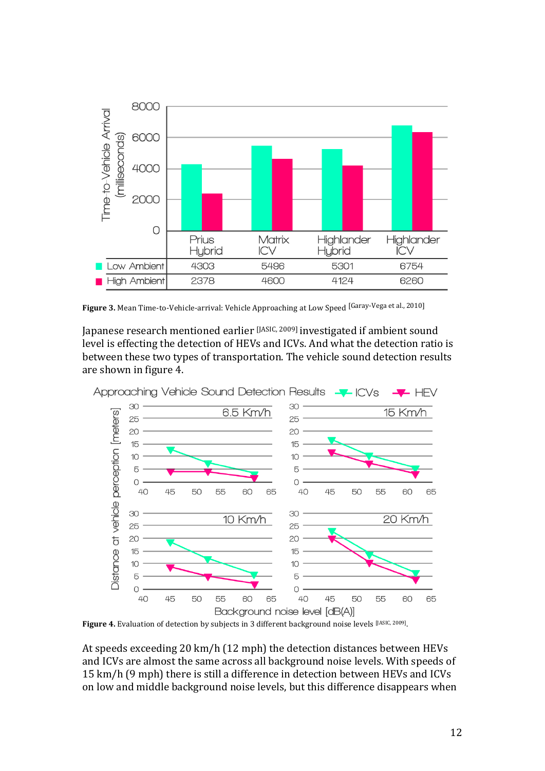| | Prius Hybrid | Matrix ICV | Highlander Hybrid | Highlander ICV |
|---|---|---|---|---|
| Low Ambient | 4303 | 5496 | 5301 | 6754 |
| High Ambient | 2378 | 4600 | 4124 | 6260 |

**Figure 3.** Mean Time-to-Vehicle-arrival: Vehicle Approaching at Low Speed [Garay-Vega et al., 2010]

Japanese research mentioned earlier [JASIC, 2009] investigated if ambient sound level is effecting the detection of HEVs and ICVs. And what the detection ratio is between these two types of transportation. The vehicle sound detection results are shown in figure 4.

**Figure 4.** Evaluation of detection by subjects in 3 different background noise levels [JASIC, 2009].

At speeds exceeding 20 km/h (12 mph) the detection distances between HEVs and ICVs are almost the same across all background noise levels. With speeds of 15 km/h (9 mph) there is still a difference in detection between HEVs and ICVs on low and middle background noise levels, but this difference disappears when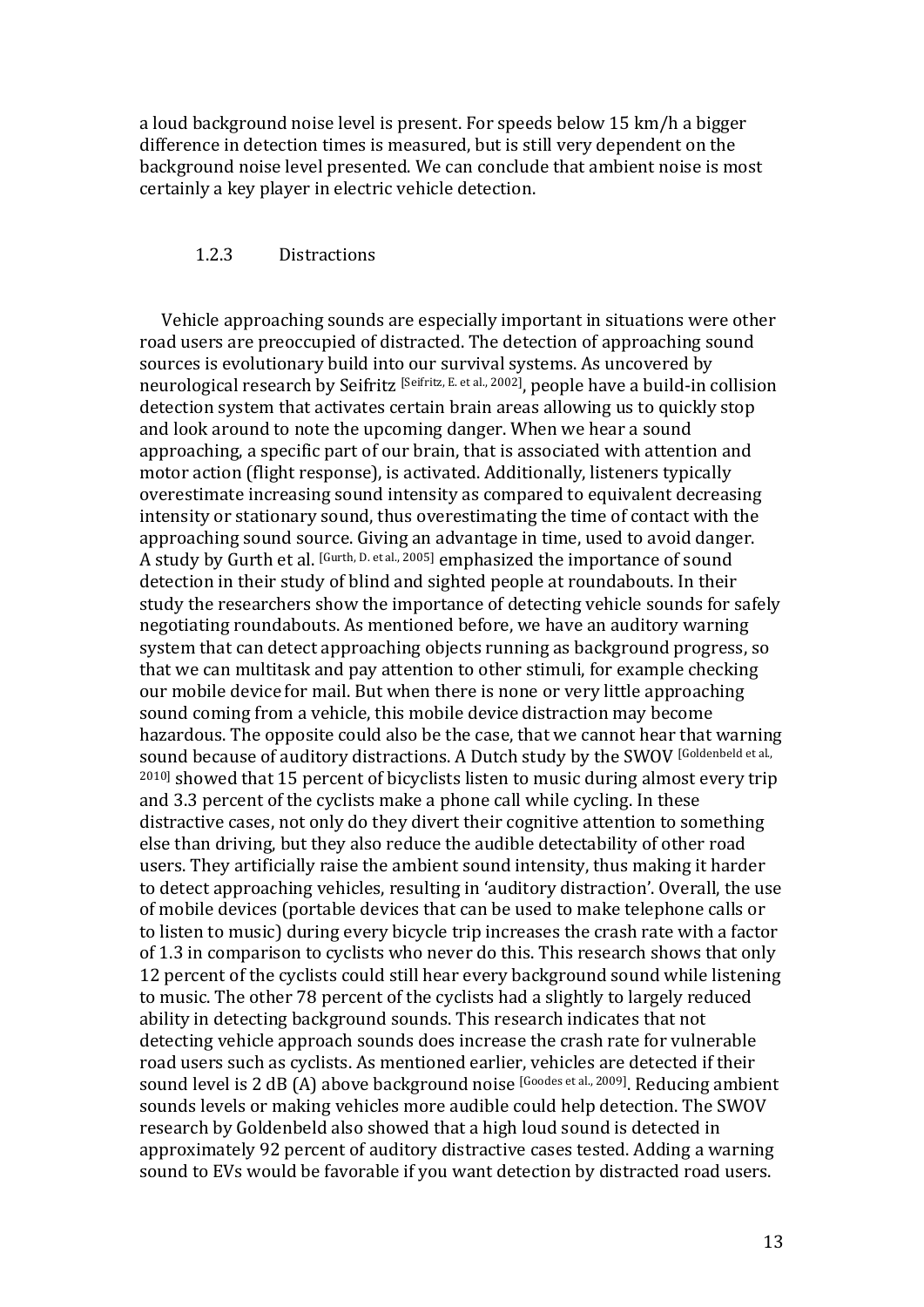a loud background noise level is present. For speeds below 15 km/h a bigger difference in detection times is measured, but is still very dependent on the background noise level presented. We can conclude that ambient noise is most certainly a key player in electric vehicle detection.

### 1.2.3 Distractions

Vehicle approaching sounds are especially important in situations were other road users are preoccupied of distracted. The detection of approaching sound sources is evolutionary build into our survival systems. As uncovered by neurological research by Seifritz [Seifritz, E. et al., 2002], people have a build-in collision detection system that activates certain brain areas allowing us to quickly stop and look around to note the upcoming danger. When we hear a sound approaching, a specific part of our brain, that is associated with attention and motor action (flight response), is activated. Additionally, listeners typically overestimate increasing sound intensity as compared to equivalent decreasing intensity or stationary sound, thus overestimating the time of contact with the approaching sound source. Giving an advantage in time, used to avoid danger. A study by Gurth et al. [Gurth, D. et al., 2005] emphasized the importance of sound detection in their study of blind and sighted people at roundabouts. In their study the researchers show the importance of detecting vehicle sounds for safely negotiating roundabouts. As mentioned before, we have an auditory warning system that can detect approaching objects running as background progress, so that we can multitask and pay attention to other stimuli, for example checking our mobile device for mail. But when there is none or very little approaching sound coming from a vehicle, this mobile device distraction may become hazardous. The opposite could also be the case, that we cannot hear that warning sound because of auditory distractions. A Dutch study by the SWOV [Goldenbeld et al., 2010] showed that 15 percent of bicyclists listen to music during almost every trip and 3.3 percent of the cyclists make a phone call while cycling. In these distractive cases, not only do they divert their cognitive attention to something else than driving, but they also reduce the audible detectability of other road users. They artificially raise the ambient sound intensity, thus making it harder to detect approaching vehicles, resulting in 'auditory distraction'. Overall, the use of mobile devices (portable devices that can be used to make telephone calls or to listen to music) during every bicycle trip increases the crash rate with a factor of 1.3 in comparison to cyclists who never do this. This research shows that only 12 percent of the cyclists could still hear every background sound while listening to music. The other 78 percent of the cyclists had a slightly to largely reduced ability in detecting background sounds. This research indicates that not detecting vehicle approach sounds does increase the crash rate for vulnerable road users such as cyclists. As mentioned earlier, vehicles are detected if their sound level is 2 dB (A) above background noise [Goodes et al., 2009]. Reducing ambient sounds levels or making vehicles more audible could help detection. The SWOV research by Goldenbeld also showed that a high loud sound is detected in approximately 92 percent of auditory distractive cases tested. Adding a warning sound to EVs would be favorable if you want detection by distracted road users.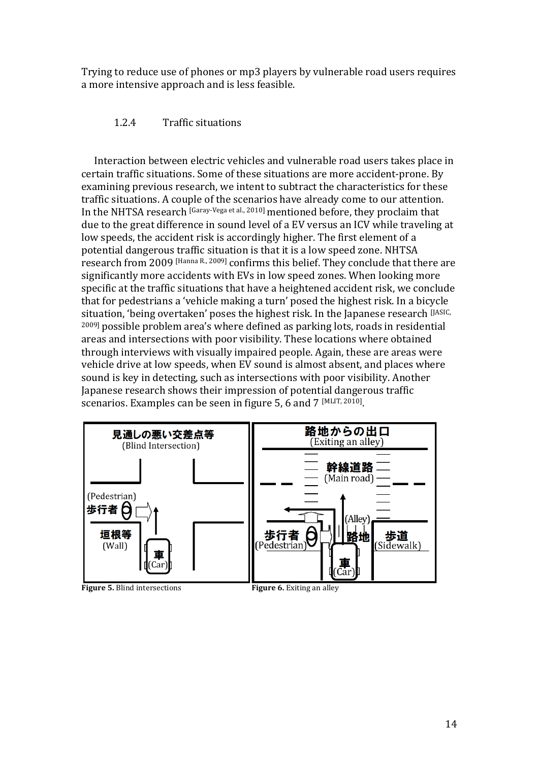Trying to reduce use of phones or mp3 players by vulnerable road users requires a more intensive approach and is less feasible.

### 1.2.4 Traffic situations

Interaction between electric vehicles and vulnerable road users takes place in certain traffic situations. Some of these situations are more accident-prone. By examining previous research, we intent to subtract the characteristics for these traffic situations. A couple of the scenarios have already come to our attention. In the NHTSA research [Garay-Vega et al., 2010] mentioned before, they proclaim that due to the great difference in sound level of a EV versus an ICV while traveling at low speeds, the accident risk is accordingly higher. The first element of a potential dangerous traffic situation is that it is a low speed zone. NHTSA research from 2009 [Hanna R., 2009] confirms this belief. They conclude that there are significantly more accidents with EVs in low speed zones. When looking more specific at the traffic situations that have a heightened accident risk, we conclude that for pedestrians a 'vehicle making a turn' posed the highest risk. In a bicycle situation, 'being overtaken' poses the highest risk. In the Japanese research [JASIC, 2009] possible problem area's where defined as parking lots, roads in residential areas and intersections with poor visibility. These locations where obtained through interviews with visually impaired people. Again, these are areas were vehicle drive at low speeds, when EV sound is almost absent, and places where sound is key in detecting, such as intersections with poor visibility. Another Japanese research shows their impression of potential dangerous traffic scenarios. Examples can be seen in figure 5, 6 and 7 [MLIT, 2010].

見通しの悪い交差点等 (Blind Intersection)

(Pedestrian) 歩行者

垣根等 (Wall)

車 (Car)

**Figure 5.** Blind intersections

路地からの出口 (Exiting an alley)

幹線道路 (Main road)

(Alley) 路地

歩行者 (Pedestrian)

歩道 (Sidewalk)

車 (Car)

**Figure 6.** Exiting an alley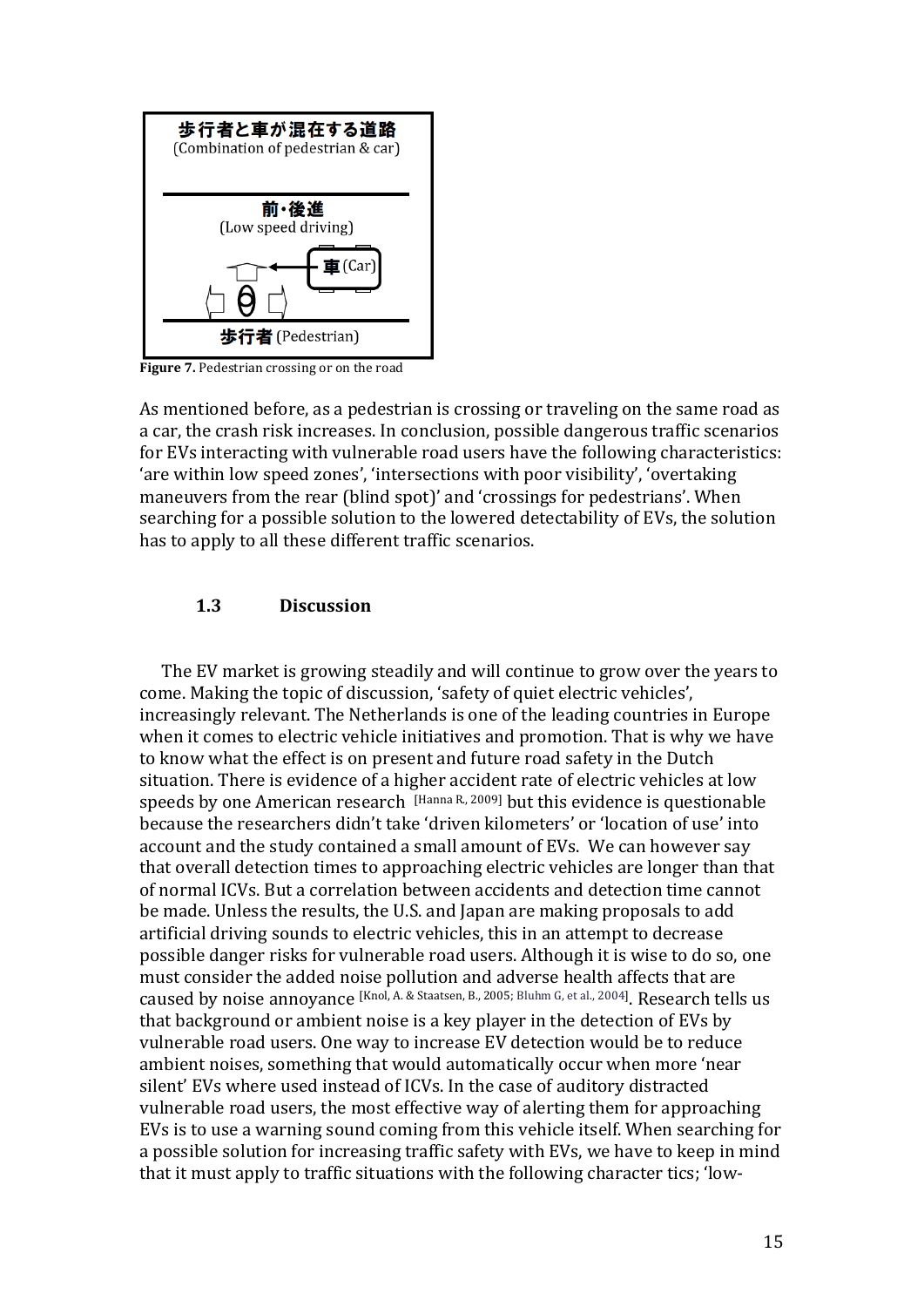歩行者と車が混在する道路
(Combination of pedestrian & car)

前・後進
(Low speed driving)

車 (Car)

歩行者 (Pedestrian)

**Figure 7.** Pedestrian crossing or on the road

As mentioned before, as a pedestrian is crossing or traveling on the same road as a car, the crash risk increases. In conclusion, possible dangerous traffic scenarios for EVs interacting with vulnerable road users have the following characteristics: 'are within low speed zones', 'intersections with poor visibility', 'overtaking maneuvers from the rear (blind spot)' and 'crossings for pedestrians'. When searching for a possible solution to the lowered detectability of EVs, the solution has to apply to all these different traffic scenarios.

### 1.3 Discussion

The EV market is growing steadily and will continue to grow over the years to come. Making the topic of discussion, 'safety of quiet electric vehicles', increasingly relevant. The Netherlands is one of the leading countries in Europe when it comes to electric vehicle initiatives and promotion. That is why we have to know what the effect is on present and future road safety in the Dutch situation. There is evidence of a higher accident rate of electric vehicles at low speeds by one American research [Hanna R., 2009] but this evidence is questionable because the researchers didn't take 'driven kilometers' or 'location of use' into account and the study contained a small amount of EVs. We can however say that overall detection times to approaching electric vehicles are longer than that of normal ICVs. But a correlation between accidents and detection time cannot be made. Unless the results, the U.S. and Japan are making proposals to add artificial driving sounds to electric vehicles, this in an attempt to decrease possible danger risks for vulnerable road users. Although it is wise to do so, one must consider the added noise pollution and adverse health affects that are caused by noise annoyance [Knol, A. & Staatsen, B., 2005; Bluhm G, et al., 2004]. Research tells us that background or ambient noise is a key player in the detection of EVs by vulnerable road users. One way to increase EV detection would be to reduce ambient noises, something that would automatically occur when more 'near silent' EVs where used instead of ICVs. In the case of auditory distracted vulnerable road users, the most effective way of alerting them for approaching EVs is to use a warning sound coming from this vehicle itself. When searching for a possible solution for increasing traffic safety with EVs, we have to keep in mind that it must apply to traffic situations with the following character tics; 'low-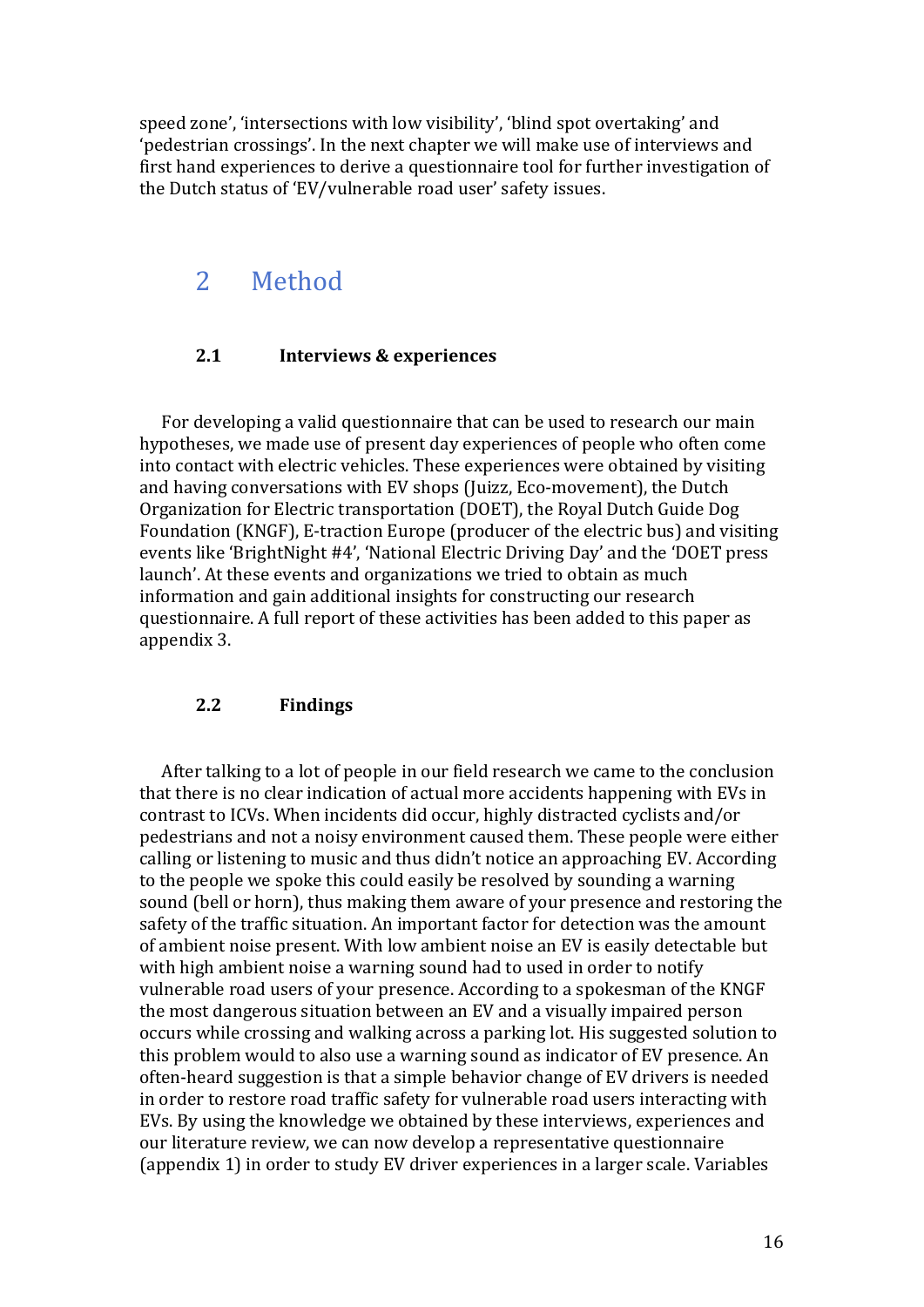speed zone', 'intersections with low visibility', 'blind spot overtaking' and 'pedestrian crossings'. In the next chapter we will make use of interviews and first hand experiences to derive a questionnaire tool for further investigation of the Dutch status of 'EV/vulnerable road user' safety issues.

# 2 Method

### 2.1 Interviews & experiences

For developing a valid questionnaire that can be used to research our main hypotheses, we made use of present day experiences of people who often come into contact with electric vehicles. These experiences were obtained by visiting and having conversations with EV shops (Juizz, Eco-movement), the Dutch Organization for Electric transportation (DOET), the Royal Dutch Guide Dog Foundation (KNGF), E-traction Europe (producer of the electric bus) and visiting events like 'BrightNight #4', 'National Electric Driving Day' and the 'DOET press launch'. At these events and organizations we tried to obtain as much information and gain additional insights for constructing our research questionnaire. A full report of these activities has been added to this paper as appendix 3.

### 2.2 Findings

After talking to a lot of people in our field research we came to the conclusion that there is no clear indication of actual more accidents happening with EVs in contrast to ICVs. When incidents did occur, highly distracted cyclists and/or pedestrians and not a noisy environment caused them. These people were either calling or listening to music and thus didn't notice an approaching EV. According to the people we spoke this could easily be resolved by sounding a warning sound (bell or horn), thus making them aware of your presence and restoring the safety of the traffic situation. An important factor for detection was the amount of ambient noise present. With low ambient noise an EV is easily detectable but with high ambient noise a warning sound had to used in order to notify vulnerable road users of your presence. According to a spokesman of the KNGF the most dangerous situation between an EV and a visually impaired person occurs while crossing and walking across a parking lot. His suggested solution to this problem would to also use a warning sound as indicator of EV presence. An often-heard suggestion is that a simple behavior change of EV drivers is needed in order to restore road traffic safety for vulnerable road users interacting with EVs. By using the knowledge we obtained by these interviews, experiences and our literature review, we can now develop a representative questionnaire (appendix 1) in order to study EV driver experiences in a larger scale. Variables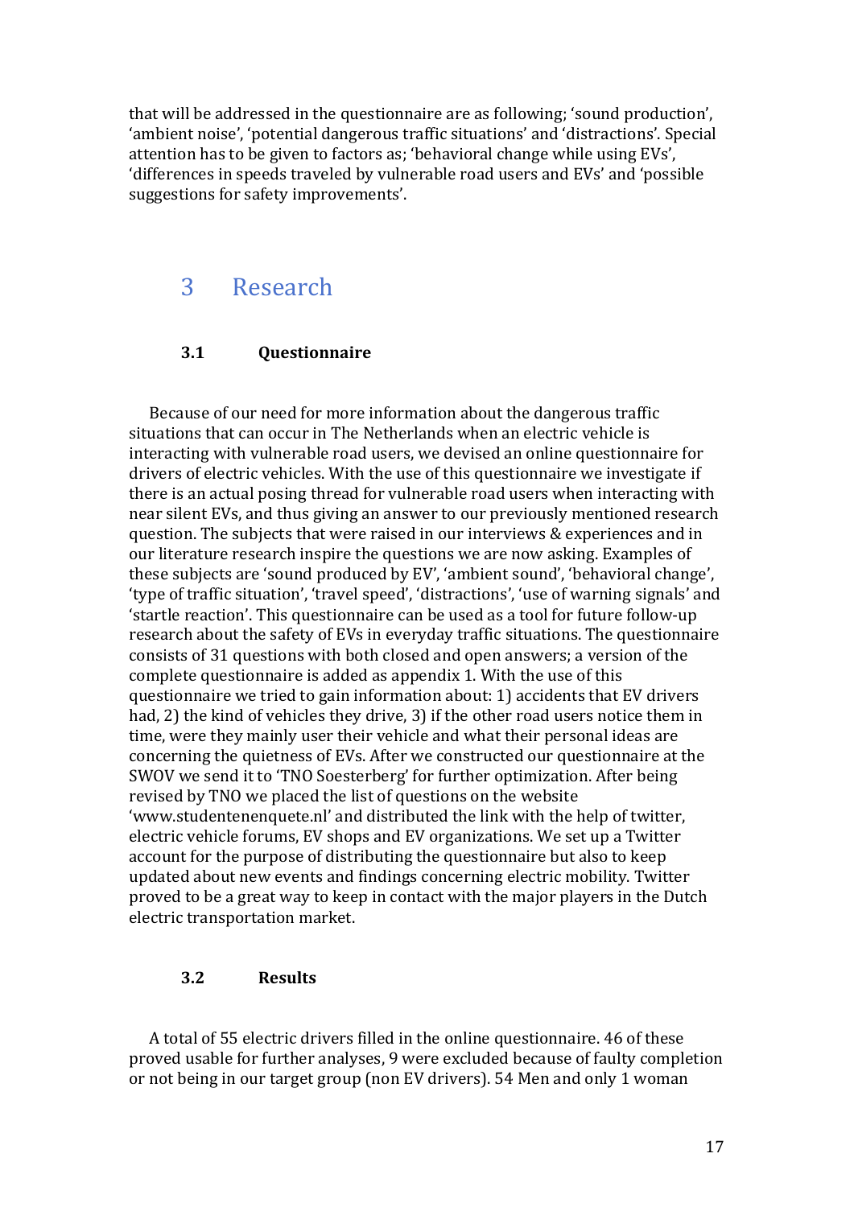that will be addressed in the questionnaire are as following; 'sound production', 'ambient noise', 'potential dangerous traffic situations' and 'distractions'. Special attention has to be given to factors as; 'behavioral change while using EVs', 'differences in speeds traveled by vulnerable road users and EVs' and 'possible suggestions for safety improvements'.

# 3 Research

## 3.1 Questionnaire

Because of our need for more information about the dangerous traffic situations that can occur in The Netherlands when an electric vehicle is interacting with vulnerable road users, we devised an online questionnaire for drivers of electric vehicles. With the use of this questionnaire we investigate if there is an actual posing thread for vulnerable road users when interacting with near silent EVs, and thus giving an answer to our previously mentioned research question. The subjects that were raised in our interviews & experiences and in our literature research inspire the questions we are now asking. Examples of these subjects are 'sound produced by EV', 'ambient sound', 'behavioral change', 'type of traffic situation', 'travel speed', 'distractions', 'use of warning signals' and 'startle reaction'. This questionnaire can be used as a tool for future follow-up research about the safety of EVs in everyday traffic situations. The questionnaire consists of 31 questions with both closed and open answers; a version of the complete questionnaire is added as appendix 1. With the use of this questionnaire we tried to gain information about: 1) accidents that EV drivers had, 2) the kind of vehicles they drive, 3) if the other road users notice them in time, were they mainly user their vehicle and what their personal ideas are concerning the quietness of EVs. After we constructed our questionnaire at the SWOV we send it to 'TNO Soesterberg' for further optimization. After being revised by TNO we placed the list of questions on the website 'www.studentenenquete.nl' and distributed the link with the help of twitter, electric vehicle forums, EV shops and EV organizations. We set up a Twitter account for the purpose of distributing the questionnaire but also to keep updated about new events and findings concerning electric mobility. Twitter proved to be a great way to keep in contact with the major players in the Dutch electric transportation market.

## 3.2 Results

A total of 55 electric drivers filled in the online questionnaire. 46 of these proved usable for further analyses, 9 were excluded because of faulty completion or not being in our target group (non EV drivers). 54 Men and only 1 woman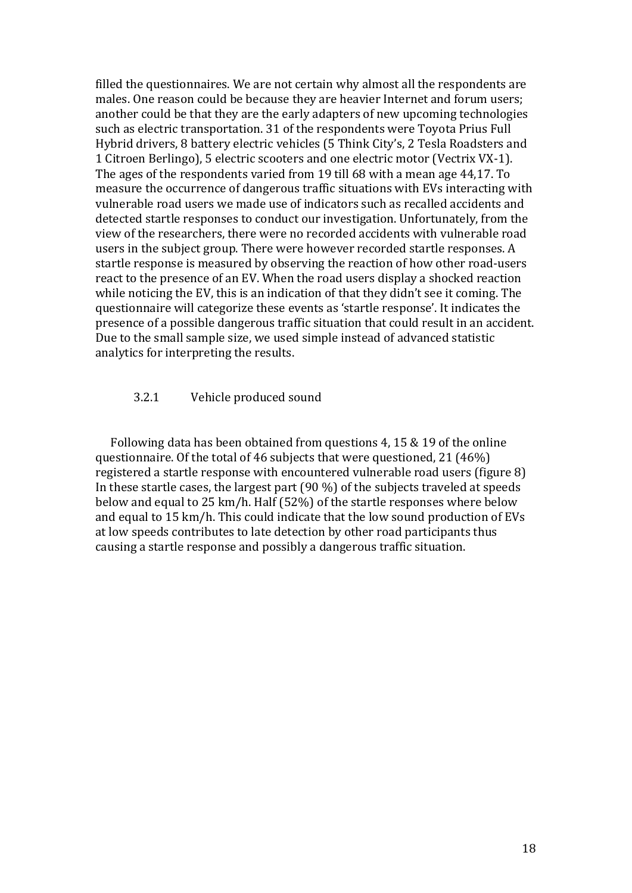filled the questionnaires. We are not certain why almost all the respondents are males. One reason could be because they are heavier Internet and forum users; another could be that they are the early adapters of new upcoming technologies such as electric transportation. 31 of the respondents were Toyota Prius Full Hybrid drivers, 8 battery electric vehicles (5 Think City's, 2 Tesla Roadsters and 1 Citroen Berlingo), 5 electric scooters and one electric motor (Vectrix VX-1). The ages of the respondents varied from 19 till 68 with a mean age 44,17. To measure the occurrence of dangerous traffic situations with EVs interacting with vulnerable road users we made use of indicators such as recalled accidents and detected startle responses to conduct our investigation. Unfortunately, from the view of the researchers, there were no recorded accidents with vulnerable road users in the subject group. There were however recorded startle responses. A startle response is measured by observing the reaction of how other road-users react to the presence of an EV. When the road users display a shocked reaction while noticing the EV, this is an indication of that they didn't see it coming. The questionnaire will categorize these events as 'startle response'. It indicates the presence of a possible dangerous traffic situation that could result in an accident. Due to the small sample size, we used simple instead of advanced statistic analytics for interpreting the results.

### 3.2.1 Vehicle produced sound

Following data has been obtained from questions 4, 15 & 19 of the online questionnaire. Of the total of 46 subjects that were questioned, 21 (46%) registered a startle response with encountered vulnerable road users (figure 8) In these startle cases, the largest part (90 %) of the subjects traveled at speeds below and equal to 25 km/h. Half (52%) of the startle responses where below and equal to 15 km/h. This could indicate that the low sound production of EVs at low speeds contributes to late detection by other road participants thus causing a startle response and possibly a dangerous traffic situation.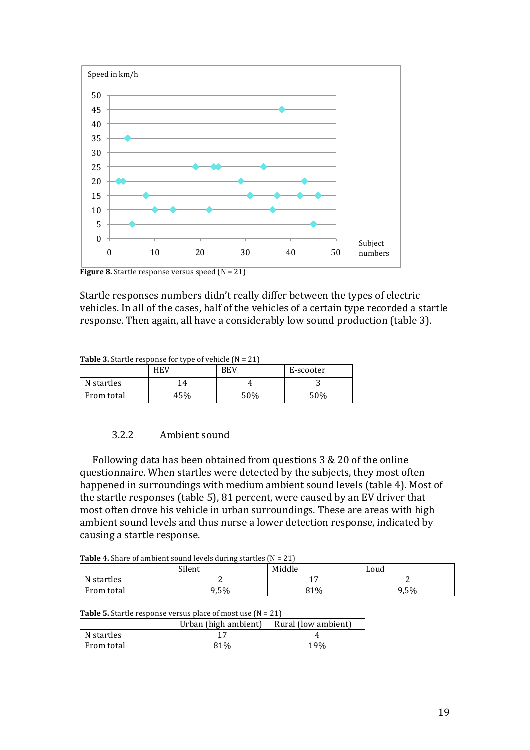**Figure 8.** Startle response versus speed (N = 21)

Startle responses numbers didn't really differ between the types of electric vehicles. In all of the cases, half of the vehicles of a certain type recorded a startle response. Then again, all have a considerably low sound production (table 3).

**Table 3.** Startle response for type of vehicle (N = 21)

| | HEV | BEV | E-scooter |
|---|---|---|---|
| N startles | 14 | 4 | 3 |
| From total | 45% | 50% | 50% |

### 3.2.2 Ambient sound

Following data has been obtained from questions 3 & 20 of the online questionnaire. When startles were detected by the subjects, they most often happened in surroundings with medium ambient sound levels (table 4). Most of the startle responses (table 5), 81 percent, were caused by an EV driver that most often drove his vehicle in urban surroundings. These are areas with high ambient sound levels and thus nurse a lower detection response, indicated by causing a startle response.

**Table 4.** Share of ambient sound levels during startles (N = 21)

| | Silent | Middle | Loud |
|---|---|---|---|
| N startles | 2 | 17 | 2 |
| From total | 9,5% | 81% | 9,5% |

**Table 5.** Startle response versus place of most use (N = 21)

| | Urban (high ambient) | Rural (low ambient) |
|---|---|---|
| N startles | 17 | 4 |
| From total | 81% | 19% |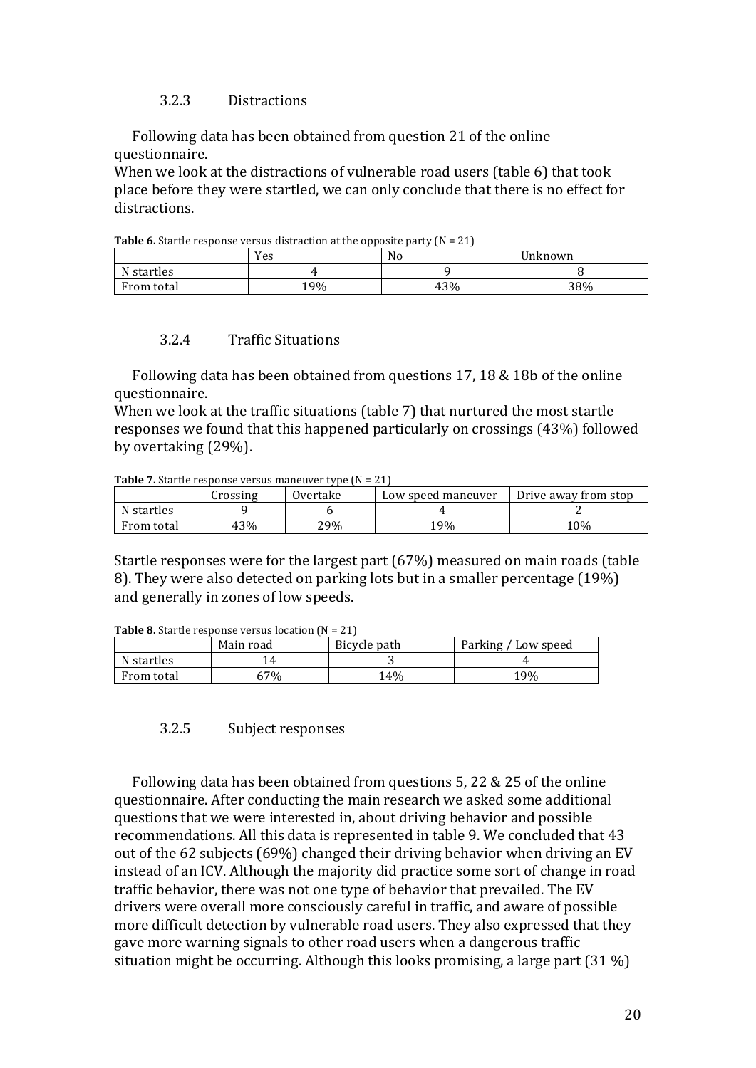### 3.2.3 Distractions

Following data has been obtained from question 21 of the online questionnaire.
When we look at the distractions of vulnerable road users (table 6) that took place before they were startled, we can only conclude that there is no effect for distractions.

**Table 6.** Startle response versus distraction at the opposite party (N = 21)

| | Yes | No | Unknown |
|---|---|---|---|
| N startles | 4 | 9 | 8 |
| From total | 19% | 43% | 38% |

### 3.2.4 Traffic Situations

Following data has been obtained from questions 17, 18 & 18b of the online questionnaire.
When we look at the traffic situations (table 7) that nurtured the most startle responses we found that this happened particularly on crossings (43%) followed by overtaking (29%).

**Table 7.** Startle response versus maneuver type (N = 21)

| | Crossing | Overtake | Low speed maneuver | Drive away from stop |
|---|---|---|---|---|
| N startles | 9 | 6 | 4 | 2 |
| From total | 43% | 29% | 19% | 10% |

Startle responses were for the largest part (67%) measured on main roads (table 8). They were also detected on parking lots but in a smaller percentage (19%) and generally in zones of low speeds.

**Table 8.** Startle response versus location (N = 21)

| | Main road | Bicycle path | Parking / Low speed |
|---|---|---|---|
| N startles | 14 | 3 | 4 |
| From total | 67% | 14% | 19% |

### 3.2.5 Subject responses

Following data has been obtained from questions 5, 22 & 25 of the online questionnaire. After conducting the main research we asked some additional questions that we were interested in, about driving behavior and possible recommendations. All this data is represented in table 9. We concluded that 43 out of the 62 subjects (69%) changed their driving behavior when driving an EV instead of an ICV. Although the majority did practice some sort of change in road traffic behavior, there was not one type of behavior that prevailed. The EV drivers were overall more consciously careful in traffic, and aware of possible more difficult detection by vulnerable road users. They also expressed that they gave more warning signals to other road users when a dangerous traffic situation might be occurring. Although this looks promising, a large part (31 %)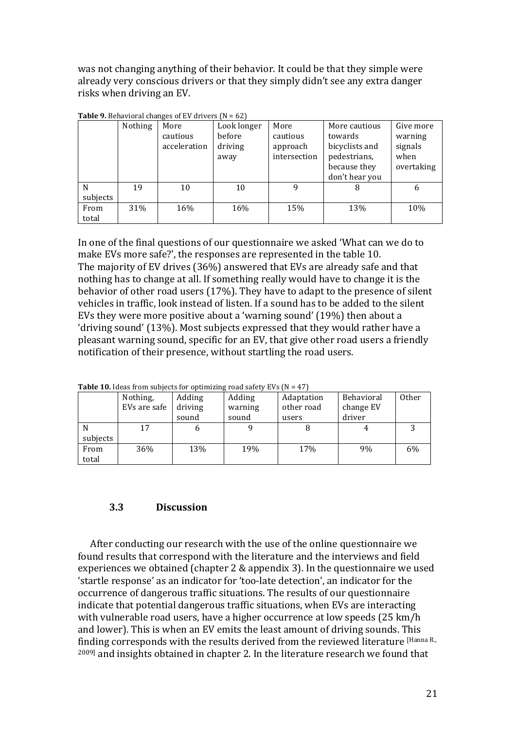was not changing anything of their behavior. It could be that they simple were already very conscious drivers or that they simply didn't see any extra danger risks when driving an EV.

**Table 9.** Behavioral changes of EV drivers (N = 62)

| | Nothing | More cautious acceleration | Look longer before driving away | More cautious approach intersection | More cautious towards bicyclists and pedestrians, because they don't hear you | Give more warning signals when overtaking |
|---|---|---|---|---|---|---|
| N subjects | 19 | 10 | 10 | 9 | 8 | 6 |
| From total | 31% | 16% | 16% | 15% | 13% | 10% |

In one of the final questions of our questionnaire we asked 'What can we do to make EVs more safe?', the responses are represented in the table 10.
The majority of EV drives (36%) answered that EVs are already safe and that nothing has to change at all. If something really would have to change it is the behavior of other road users (17%). They have to adapt to the presence of silent vehicles in traffic, look instead of listen. If a sound has to be added to the silent EVs they were more positive about a 'warning sound' (19%) then about a 'driving sound' (13%). Most subjects expressed that they would rather have a pleasant warning sound, specific for an EV, that give other road users a friendly notification of their presence, without startling the road users.

**Table 10.** Ideas from subjects for optimizing road safety EVs (N = 47)

| | Nothing, EVs are safe | Adding driving sound | Adding warning sound | Adaptation other road users | Behavioral change EV driver | Other |
|---|---|---|---|---|---|---|
| N subjects | 17 | 6 | 9 | 8 | 4 | 3 |
| From total | 36% | 13% | 19% | 17% | 9% | 6% |

### 3.3 Discussion

After conducting our research with the use of the online questionnaire we found results that correspond with the literature and the interviews and field experiences we obtained (chapter 2 & appendix 3). In the questionnaire we used 'startle response' as an indicator for 'too-late detection', an indicator for the occurrence of dangerous traffic situations. The results of our questionnaire indicate that potential dangerous traffic situations, when EVs are interacting with vulnerable road users, have a higher occurrence at low speeds (25 km/h and lower). This is when an EV emits the least amount of driving sounds. This finding corresponds with the results derived from the reviewed literature [Hanna R., 2009] and insights obtained in chapter 2. In the literature research we found that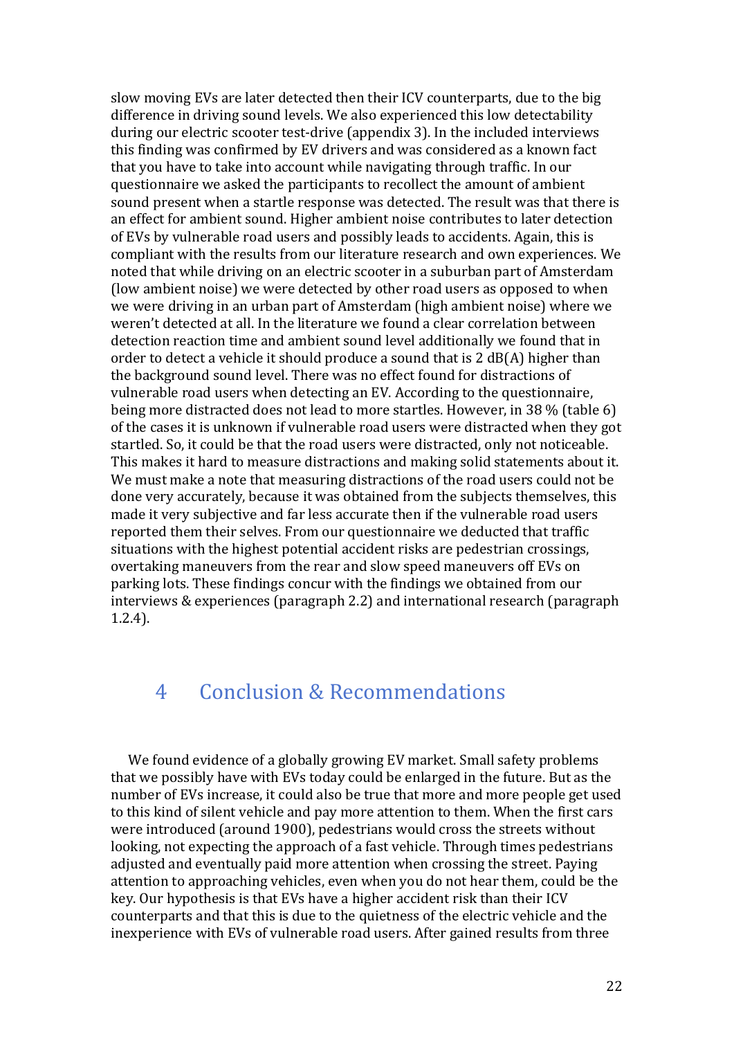slow moving EVs are later detected then their ICV counterparts, due to the big difference in driving sound levels. We also experienced this low detectability during our electric scooter test-drive (appendix 3). In the included interviews this finding was confirmed by EV drivers and was considered as a known fact that you have to take into account while navigating through traffic. In our questionnaire we asked the participants to recollect the amount of ambient sound present when a startle response was detected. The result was that there is an effect for ambient sound. Higher ambient noise contributes to later detection of EVs by vulnerable road users and possibly leads to accidents. Again, this is compliant with the results from our literature research and own experiences. We noted that while driving on an electric scooter in a suburban part of Amsterdam (low ambient noise) we were detected by other road users as opposed to when we were driving in an urban part of Amsterdam (high ambient noise) where we weren't detected at all. In the literature we found a clear correlation between detection reaction time and ambient sound level additionally we found that in order to detect a vehicle it should produce a sound that is 2 dB(A) higher than the background sound level. There was no effect found for distractions of vulnerable road users when detecting an EV. According to the questionnaire, being more distracted does not lead to more startles. However, in 38 % (table 6) of the cases it is unknown if vulnerable road users were distracted when they got startled. So, it could be that the road users were distracted, only not noticeable. This makes it hard to measure distractions and making solid statements about it. We must make a note that measuring distractions of the road users could not be done very accurately, because it was obtained from the subjects themselves, this made it very subjective and far less accurate then if the vulnerable road users reported them their selves. From our questionnaire we deducted that traffic situations with the highest potential accident risks are pedestrian crossings, overtaking maneuvers from the rear and slow speed maneuvers off EVs on parking lots. These findings concur with the findings we obtained from our interviews & experiences (paragraph 2.2) and international research (paragraph 1.2.4).

# 4 Conclusion & Recommendations

We found evidence of a globally growing EV market. Small safety problems that we possibly have with EVs today could be enlarged in the future. But as the number of EVs increase, it could also be true that more and more people get used to this kind of silent vehicle and pay more attention to them. When the first cars were introduced (around 1900), pedestrians would cross the streets without looking, not expecting the approach of a fast vehicle. Through times pedestrians adjusted and eventually paid more attention when crossing the street. Paying attention to approaching vehicles, even when you do not hear them, could be the key. Our hypothesis is that EVs have a higher accident risk than their ICV counterparts and that this is due to the quietness of the electric vehicle and the inexperience with EVs of vulnerable road users. After gained results from three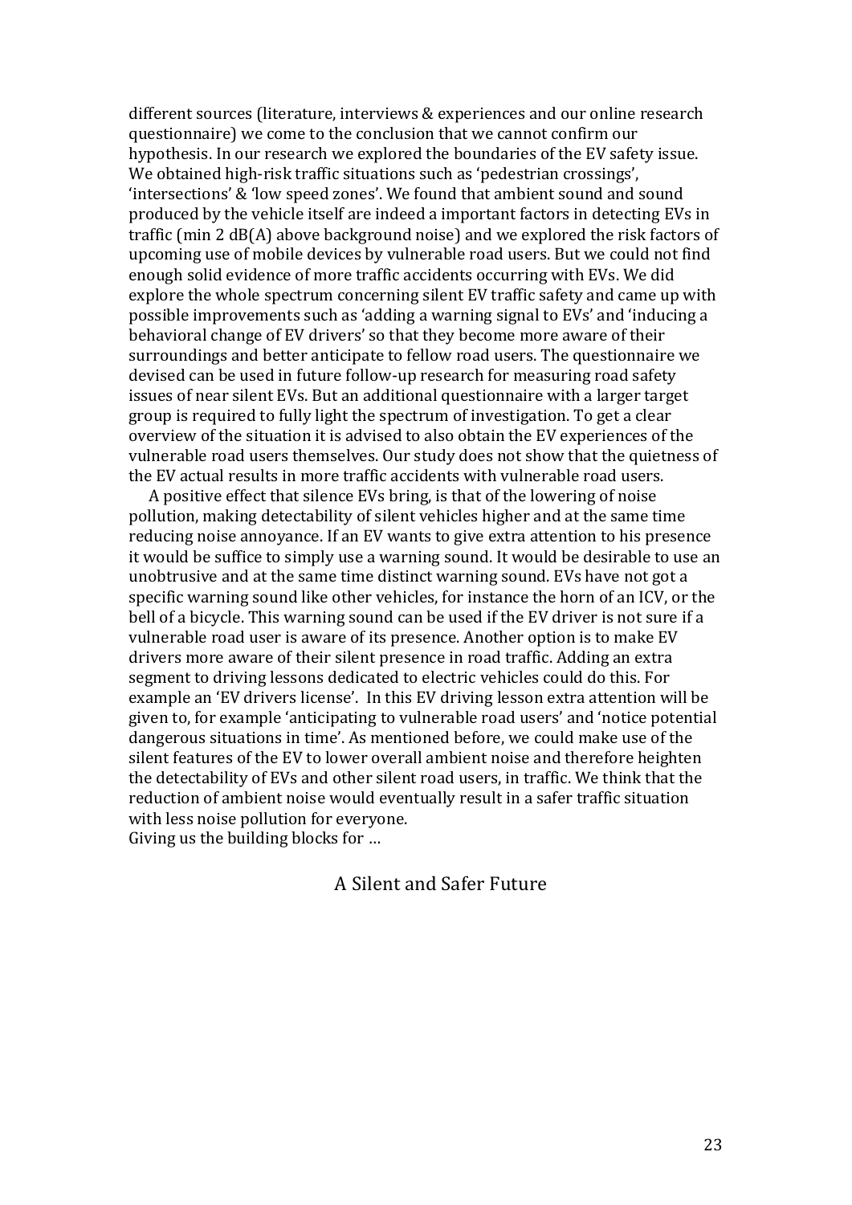different sources (literature, interviews & experiences and our online research questionnaire) we come to the conclusion that we cannot confirm our hypothesis. In our research we explored the boundaries of the EV safety issue. We obtained high-risk traffic situations such as 'pedestrian crossings', 'intersections' & 'low speed zones'. We found that ambient sound and sound produced by the vehicle itself are indeed a important factors in detecting EVs in traffic (min 2 dB(A) above background noise) and we explored the risk factors of upcoming use of mobile devices by vulnerable road users. But we could not find enough solid evidence of more traffic accidents occurring with EVs. We did explore the whole spectrum concerning silent EV traffic safety and came up with possible improvements such as 'adding a warning signal to EVs' and 'inducing a behavioral change of EV drivers' so that they become more aware of their surroundings and better anticipate to fellow road users. The questionnaire we devised can be used in future follow-up research for measuring road safety issues of near silent EVs. But an additional questionnaire with a larger target group is required to fully light the spectrum of investigation. To get a clear overview of the situation it is advised to also obtain the EV experiences of the vulnerable road users themselves. Our study does not show that the quietness of the EV actual results in more traffic accidents with vulnerable road users.

A positive effect that silence EVs bring, is that of the lowering of noise pollution, making detectability of silent vehicles higher and at the same time reducing noise annoyance. If an EV wants to give extra attention to his presence it would be suffice to simply use a warning sound. It would be desirable to use an unobtrusive and at the same time distinct warning sound. EVs have not got a specific warning sound like other vehicles, for instance the horn of an ICV, or the bell of a bicycle. This warning sound can be used if the EV driver is not sure if a vulnerable road user is aware of its presence. Another option is to make EV drivers more aware of their silent presence in road traffic. Adding an extra segment to driving lessons dedicated to electric vehicles could do this. For example an 'EV drivers license'. In this EV driving lesson extra attention will be given to, for example 'anticipating to vulnerable road users' and 'notice potential dangerous situations in time'. As mentioned before, we could make use of the silent features of the EV to lower overall ambient noise and therefore heighten the detectability of EVs and other silent road users, in traffic. We think that the reduction of ambient noise would eventually result in a safer traffic situation with less noise pollution for everyone.
Giving us the building blocks for …

A Silent and Safer Future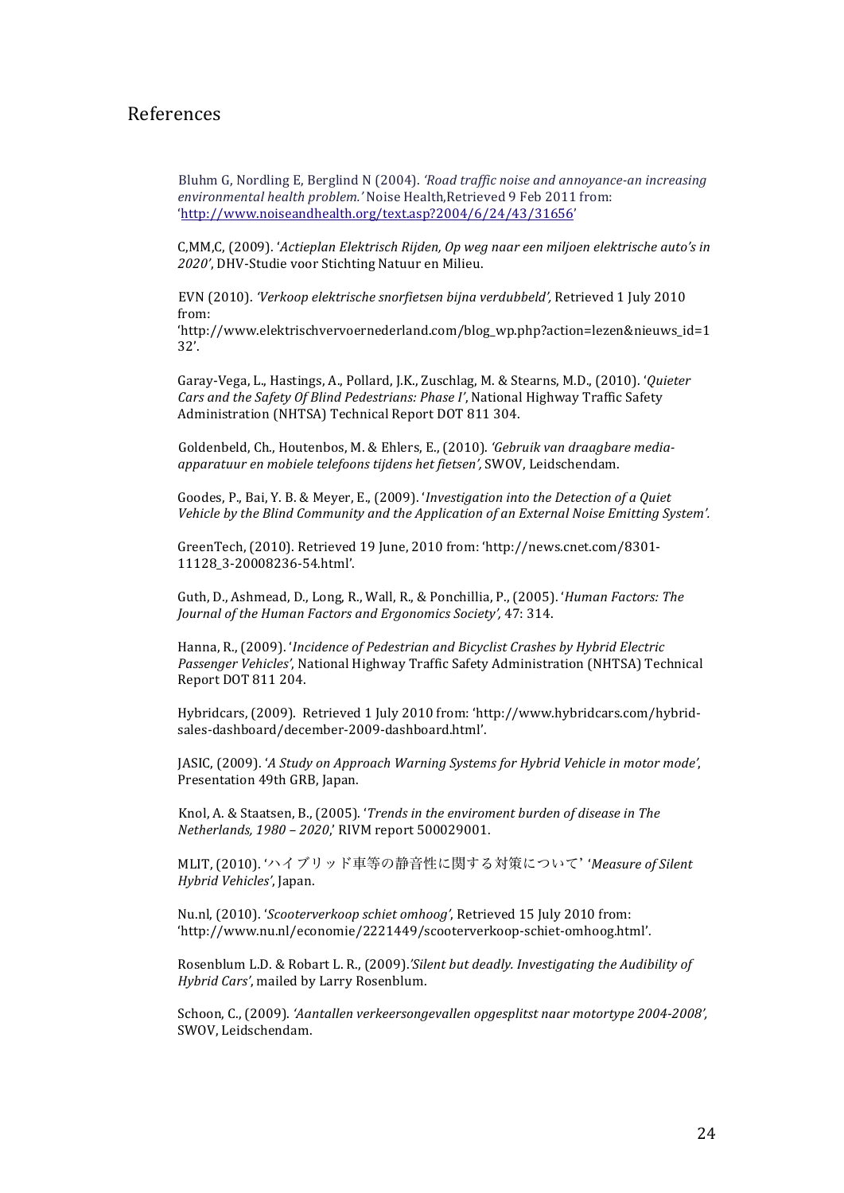## References

Bluhm G, Nordling E, Berglind N (2004). *'Road traffic noise and annoyance-an increasing environmental health problem.'* Noise Health,Retrieved 9 Feb 2011 from: 'http://www.noiseandhealth.org/text.asp?2004/6/24/43/31656'

C,MM,C, (2009). '*Actieplan Elektrisch Rijden, Op weg naar een miljoen elektrische auto's in 2020'*, DHV-Studie voor Stichting Natuur en Milieu.

EVN (2010). *'Verkoop elektrische snorfietsen bijna verdubbeld',* Retrieved 1 July 2010 from: 'http://www.elektrischvervoernederland.com/blog_wp.php?action=lezen&nieuws_id=132'.

Garay-Vega, L., Hastings, A., Pollard, J.K., Zuschlag, M. & Stearns, M.D., (2010). '*Quieter Cars and the Safety Of Blind Pedestrians: Phase I'*, National Highway Traffic Safety Administration (NHTSA) Technical Report DOT 811 304.

Goldenbeld, Ch., Houtenbos, M. & Ehlers, E., (2010). *'Gebruik van draagbare media-apparatuur en mobiele telefoons tijdens het fietsen',* SWOV, Leidschendam.

Goodes, P., Bai, Y. B. & Meyer, E., (2009). '*Investigation into the Detection of a Quiet Vehicle by the Blind Community and the Application of an External Noise Emitting System'.*

GreenTech, (2010). Retrieved 19 June, 2010 from: 'http://news.cnet.com/8301-11128_3-20008236-54.html'.

Guth, D., Ashmead, D., Long, R., Wall, R., & Ponchillia, P., (2005). '*Human Factors: The Journal of the Human Factors and Ergonomics Society',* 47: 314.

Hanna, R., (2009). '*Incidence of Pedestrian and Bicyclist Crashes by Hybrid Electric Passenger Vehicles'*, National Highway Traffic Safety Administration (NHTSA) Technical Report DOT 811 204.

Hybridcars, (2009). Retrieved 1 July 2010 from: 'http://www.hybridcars.com/hybrid-sales-dashboard/december-2009-dashboard.html'.

JASIC, (2009). '*A Study on Approach Warning Systems for Hybrid Vehicle in motor mode'*, Presentation 49th GRB, Japan.

Knol, A. & Staatsen, B., (2005). '*Trends in the enviroment burden of disease in The Netherlands, 1980 – 2020*,' RIVM report 500029001.

MLIT, (2010). 'ハイブリッド車等の静音性に関する対策について' '*Measure of Silent Hybrid Vehicles'*, Japan.

Nu.nl, (2010). '*Scooterverkoop schiet omhoog'*, Retrieved 15 July 2010 from: 'http://www.nu.nl/economie/2221449/scooterverkoop-schiet-omhoog.html'.

Rosenblum L.D. & Robart L. R., (2009).*'Silent but deadly. Investigating the Audibility of Hybrid Cars'*, mailed by Larry Rosenblum.

Schoon, C., (2009). *'Aantallen verkeersongevallen opgesplitst naar motortype 2004-2008',* SWOV, Leidschendam.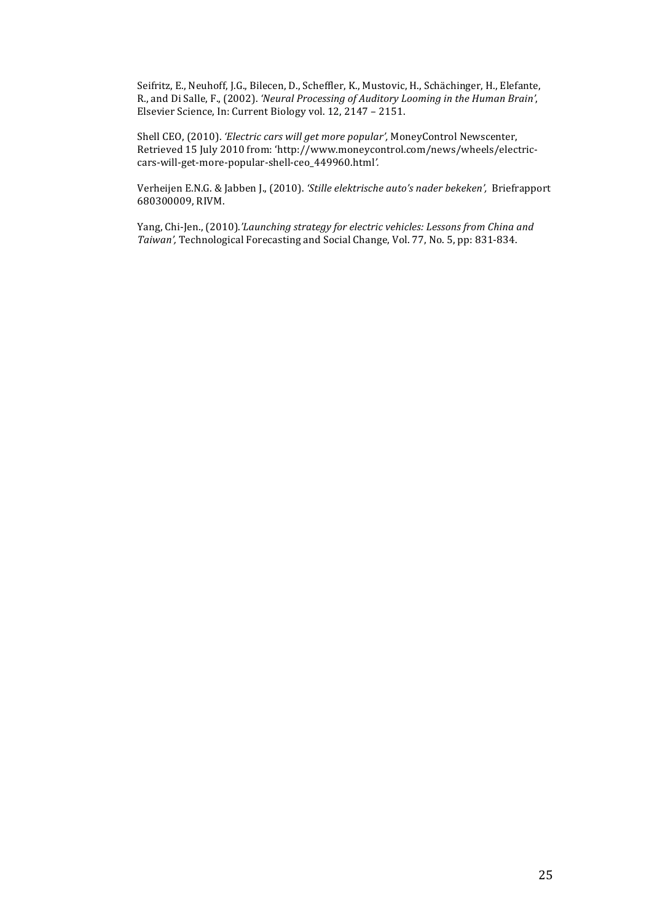Seifritz, E., Neuhoff, J.G., Bilecen, D., Scheffler, K., Mustovic, H., Schächinger, H., Elefante, R., and Di Salle, F., (2002). *'Neural Processing of Auditory Looming in the Human Brain'*, Elsevier Science, In: Current Biology vol. 12, 2147 – 2151.

Shell CEO, (2010). *'Electric cars will get more popular'*, MoneyControl Newscenter, Retrieved 15 July 2010 from: 'http://www.moneycontrol.com/news/wheels/electric-cars-will-get-more-popular-shell-ceo_449960.html'.

Verheijen E.N.G. & Jabben J., (2010). *'Stille elektrische auto's nader bekeken'*, Briefrapport 680300009, RIVM.

Yang, Chi-Jen., (2010).*'Launching strategy for electric vehicles: Lessons from China and Taiwan'*, Technological Forecasting and Social Change, Vol. 77, No. 5, pp: 831-834.